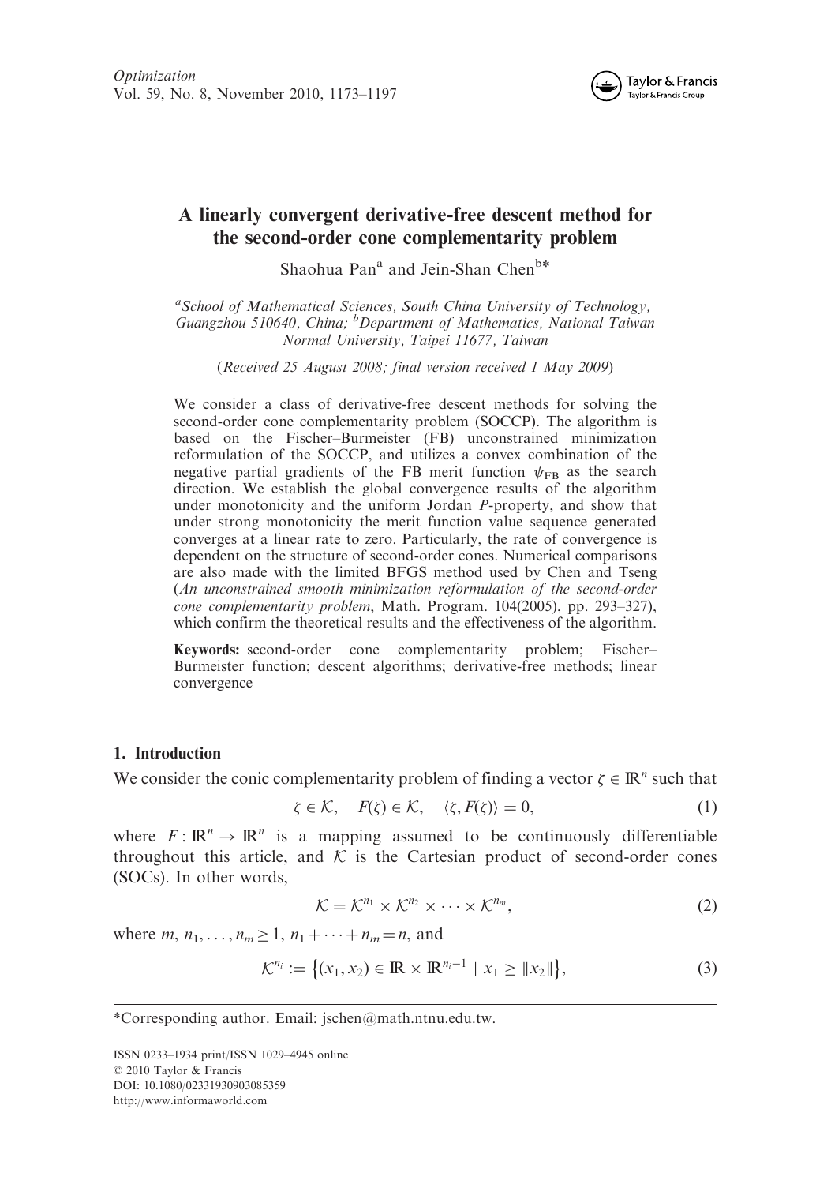# A linearly convergent derivative-free descent method for the second-order cone complementarity problem

Shaohua Pan[a] and Jein-Shan Chen[b*]

[a]*School of Mathematical Sciences, South China University of Technology, Guangzhou 510640, China;* [b]*Department of Mathematics, National Taiwan Normal University, Taipei 11677, Taiwan*

(*Received 25 August 2008; final version received 1 May 2009*)

We consider a class of derivative-free descent methods for solving the second-order cone complementarity problem (SOCCP). The algorithm is based on the Fischer–Burmeister (FB) unconstrained minimization reformulation of the SOCCP, and utilizes a convex combination of the negative partial gradients of the FB merit function $\psi_{\rm FB}$ as the search direction. We establish the global convergence results of the algorithm under monotonicity and the uniform Jordan *P*-property, and show that under strong monotonicity the merit function value sequence generated converges at a linear rate to zero. Particularly, the rate of convergence is dependent on the structure of second-order cones. Numerical comparisons are also made with the limited BFGS method used by Chen and Tseng (*An unconstrained smooth minimization reformulation of the second-order cone complementarity problem*, Math. Program. 104(2005), pp. 293–327), which confirm the theoretical results and the effectiveness of the algorithm.

**Keywords:** second-order cone complementarity problem; Fischer–Burmeister function; descent algorithms; derivative-free methods; linear convergence

## 1. Introduction

We consider the conic complementarity problem of finding a vector $\zeta \in \mathbb{R}^n$ such that

$$\zeta \in \mathcal{K}, \quad F(\zeta) \in \mathcal{K}, \quad \langle \zeta, F(\zeta) \rangle = 0, \tag{1}$$

where $F : \mathbb{R}^n \to \mathbb{R}^n$ is a mapping assumed to be continuously differentiable throughout this article, and $\mathcal{K}$ is the Cartesian product of second-order cones (SOCs). In other words,

$$\mathcal{K} = \mathcal{K}^{n_1} \times \mathcal{K}^{n_2} \times \cdots \times \mathcal{K}^{n_m}, \tag{2}$$

where $m, n_1, \ldots, n_m \geq 1$, $n_1 + \cdots + n_m = n$, and

$$\mathcal{K}^{n_i} := \left\{ (x_1, x_2) \in \mathbb{R} \times \mathbb{R}^{n_i - 1} \mid x_1 \geq \|x_2\| \right\}, \tag{3}$$

*Corresponding author. Email: jschen@math.ntnu.edu.tw.

ISSN 0233–1934 print/ISSN 1029–4945 online
© 2010 Taylor & Francis
DOI: 10.1080/02331930903085359
http://www.informaworld.com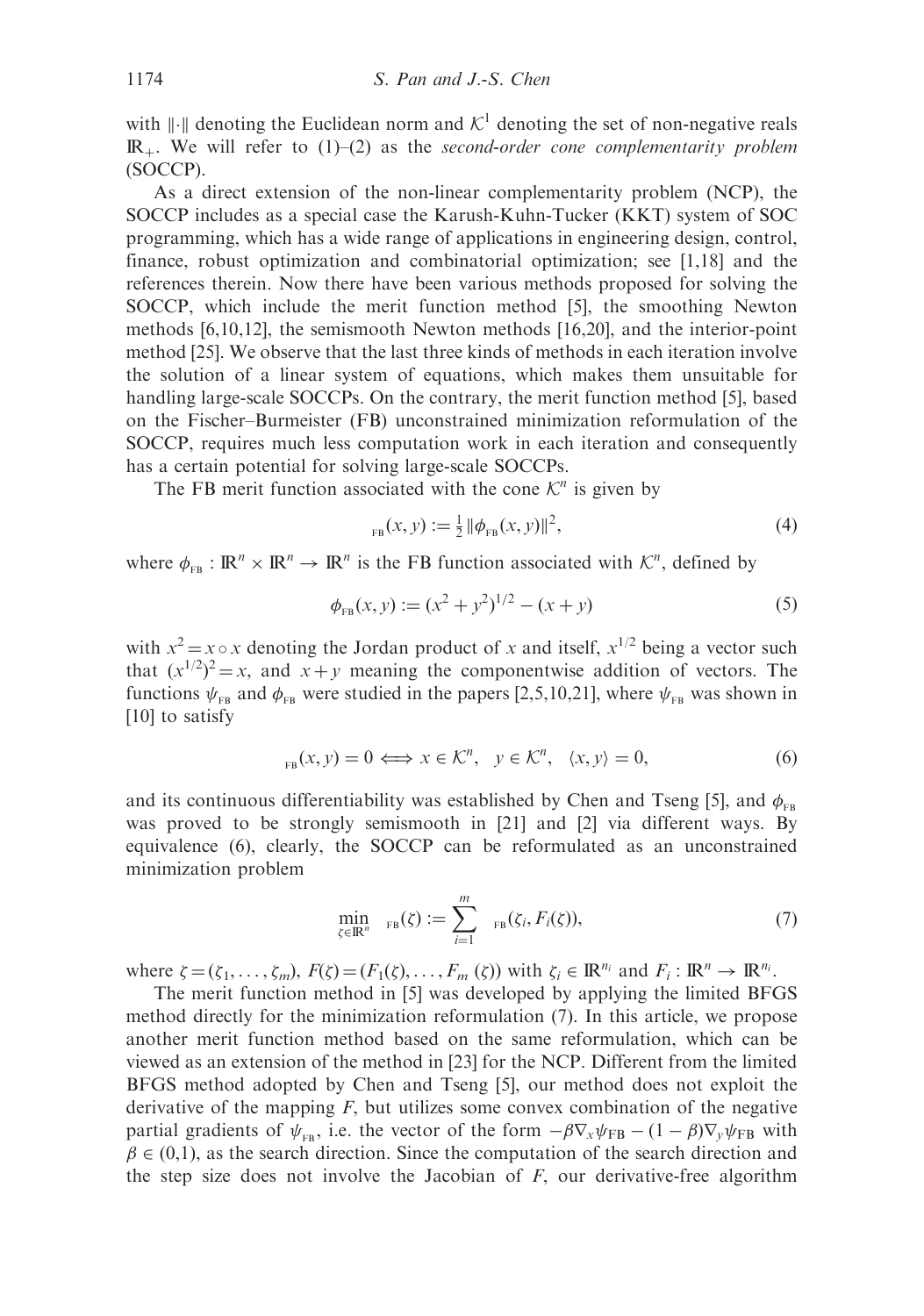with $\|\cdot\|$ denoting the Euclidean norm and $\mathcal{K}^1$ denoting the set of non-negative reals $\mathbb{R}_+$. We will refer to (1)–(2) as the *second-order cone complementarity problem* (SOCCP).

As a direct extension of the non-linear complementarity problem (NCP), the SOCCP includes as a special case the Karush-Kuhn-Tucker (KKT) system of SOC programming, which has a wide range of applications in engineering design, control, finance, robust optimization and combinatorial optimization; see [1,18] and the references therein. Now there have been various methods proposed for solving the SOCCP, which include the merit function method [5], the smoothing Newton methods [6,10,12], the semismooth Newton methods [16,20], and the interior-point method [25]. We observe that the last three kinds of methods in each iteration involve the solution of a linear system of equations, which makes them unsuitable for handling large-scale SOCCPs. On the contrary, the merit function method [5], based on the Fischer–Burmeister (FB) unconstrained minimization reformulation of the SOCCP, requires much less computation work in each iteration and consequently has a certain potential for solving large-scale SOCCPs.

The FB merit function associated with the cone $\mathcal{K}^n$ is given by

$$\psi_{\text{FB}}(x, y) := \tfrac{1}{2}\|\phi_{\text{FB}}(x, y)\|^2, \tag{4}$$

where $\phi_{\text{FB}} : \mathbb{R}^n \times \mathbb{R}^n \to \mathbb{R}^n$ is the FB function associated with $\mathcal{K}^n$, defined by

$$\phi_{\text{FB}}(x, y) := (x^2 + y^2)^{1/2} - (x + y) \tag{5}$$

with $x^2 = x \circ x$ denoting the Jordan product of $x$ and itself, $x^{1/2}$ being a vector such that $(x^{1/2})^2 = x$, and $x + y$ meaning the componentwise addition of vectors. The functions $\psi_{\text{FB}}$ and $\phi_{\text{FB}}$ were studied in the papers [2,5,10,21], where $\psi_{\text{FB}}$ was shown in [10] to satisfy

$$\psi_{\text{FB}}(x, y) = 0 \Longleftrightarrow x \in \mathcal{K}^n, \quad y \in \mathcal{K}^n, \quad \langle x, y\rangle = 0, \tag{6}$$

and its continuous differentiability was established by Chen and Tseng [5], and $\phi_{\text{FB}}$ was proved to be strongly semismooth in [21] and [2] via different ways. By equivalence (6), clearly, the SOCCP can be reformulated as an unconstrained minimization problem

$$\min_{\zeta \in \mathbb{R}^n} \Psi_{\text{FB}}(\zeta) := \sum_{i=1}^{m} \psi_{\text{FB}}(\zeta_i, F_i(\zeta)), \tag{7}$$

where $\zeta = (\zeta_1, \ldots, \zeta_m)$, $F(\zeta) = (F_1(\zeta), \ldots, F_m(\zeta))$ with $\zeta_i \in \mathbb{R}^{n_i}$ and $F_i : \mathbb{R}^n \to \mathbb{R}^{n_i}$.

The merit function method in [5] was developed by applying the limited BFGS method directly for the minimization reformulation (7). In this article, we propose another merit function method based on the same reformulation, which can be viewed as an extension of the method in [23] for the NCP. Different from the limited BFGS method adopted by Chen and Tseng [5], our method does not exploit the derivative of the mapping $F$, but utilizes some convex combination of the negative partial gradients of $\psi_{\text{FB}}$, i.e. the vector of the form $-\beta\nabla_x\psi_{\text{FB}} - (1-\beta)\nabla_y\psi_{\text{FB}}$ with $\beta \in (0,1)$, as the search direction. Since the computation of the search direction and the step size does not involve the Jacobian of $F$, our derivative-free algorithm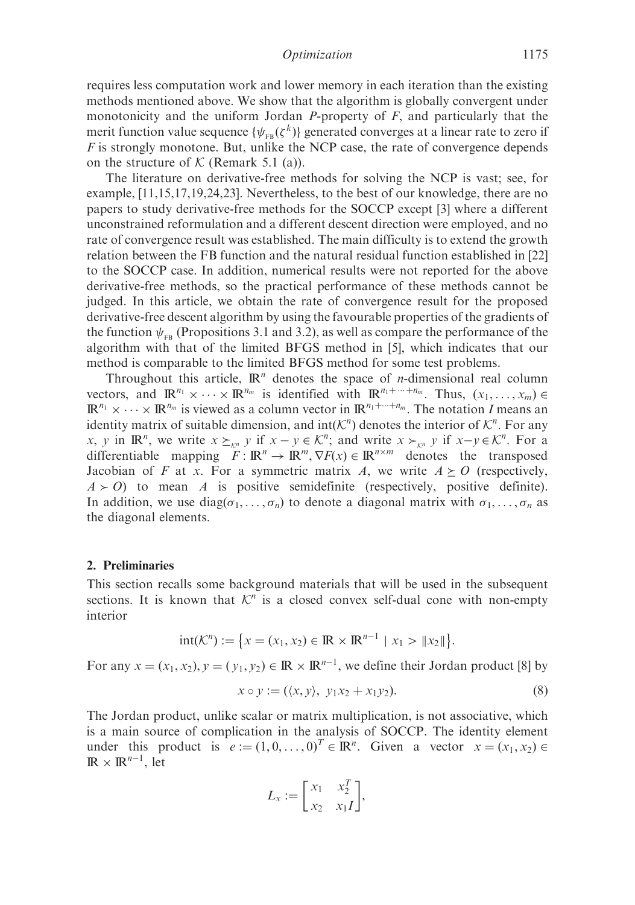requires less computation work and lower memory in each iteration than the existing methods mentioned above. We show that the algorithm is globally convergent under monotonicity and the uniform Jordan $P$-property of $F$, and particularly that the merit function value sequence $\{\psi_{\rm FB}(\zeta^k)\}$ generated converges at a linear rate to zero if $F$ is strongly monotone. But, unlike the NCP case, the rate of convergence depends on the structure of $\mathcal{K}$ (Remark 5.1 (a)).

The literature on derivative-free methods for solving the NCP is vast; see, for example, [11,15,17,19,24,23]. Nevertheless, to the best of our knowledge, there are no papers to study derivative-free methods for the SOCCP except [3] where a different unconstrained reformulation and a different descent direction were employed, and no rate of convergence result was established. The main difficulty is to extend the growth relation between the FB function and the natural residual function established in [22] to the SOCCP case. In addition, numerical results were not reported for the above derivative-free methods, so the practical performance of these methods cannot be judged. In this article, we obtain the rate of convergence result for the proposed derivative-free descent algorithm by using the favourable properties of the gradients of the function $\psi_{\rm FB}$ (Propositions 3.1 and 3.2), as well as compare the performance of the algorithm with that of the limited BFGS method in [5], which indicates that our method is comparable to the limited BFGS method for some test problems.

Throughout this article, $\mathbb{R}^n$ denotes the space of $n$-dimensional real column vectors, and $\mathbb{R}^{n_1}\times\cdots\times\mathbb{R}^{n_m}$ is identified with $\mathbb{R}^{n_1+\cdots+n_m}$. Thus, $(x_1,\ldots,x_m)\in\mathbb{R}^{n_1}\times\cdots\times\mathbb{R}^{n_m}$ is viewed as a column vector in $\mathbb{R}^{n_1+\cdots+n_m}$. The notation $I$ means an identity matrix of suitable dimension, and $\text{int}(\mathcal{K}^n)$ denotes the interior of $\mathcal{K}^n$. For any $x$, $y$ in $\mathbb{R}^n$, we write $x\succeq_{\mathcal{K}^n} y$ if $x-y\in\mathcal{K}^n$; and write $x\succ_{\mathcal{K}^n} y$ if $x-y\in\mathcal{K}^n$. For a differentiable mapping $F:\mathbb{R}^n\to\mathbb{R}^m, \nabla F(x)\in\mathbb{R}^{n\times m}$ denotes the transposed Jacobian of $F$ at $x$. For a symmetric matrix $A$, we write $A\succeq O$ (respectively, $A\succ O$) to mean $A$ is positive semidefinite (respectively, positive definite). In addition, we use $\text{diag}(\sigma_1,\ldots,\sigma_n)$ to denote a diagonal matrix with $\sigma_1,\ldots,\sigma_n$ as the diagonal elements.

## 2. Preliminaries

This section recalls some background materials that will be used in the subsequent sections. It is known that $\mathcal{K}^n$ is a closed convex self-dual cone with non-empty interior

$$\text{int}(\mathcal{K}^n) := \{x=(x_1,x_2)\in\mathbb{R}\times\mathbb{R}^{n-1} \mid x_1>\|x_2\|\}.$$

For any $x=(x_1,x_2), y=(y_1,y_2)\in\mathbb{R}\times\mathbb{R}^{n-1}$, we define their Jordan product [8] by

$$x\circ y := (\langle x,y\rangle,\ y_1x_2+x_1y_2). \tag{8}$$

The Jordan product, unlike scalar or matrix multiplication, is not associative, which is a main source of complication in the analysis of SOCCP. The identity element under this product is $e:=(1,0,\ldots,0)^T\in\mathbb{R}^n$. Given a vector $x=(x_1,x_2)\in\mathbb{R}\times\mathbb{R}^{n-1}$, let

$$L_x := \begin{bmatrix} x_1 & x_2^T \\ x_2 & x_1 I\end{bmatrix},$$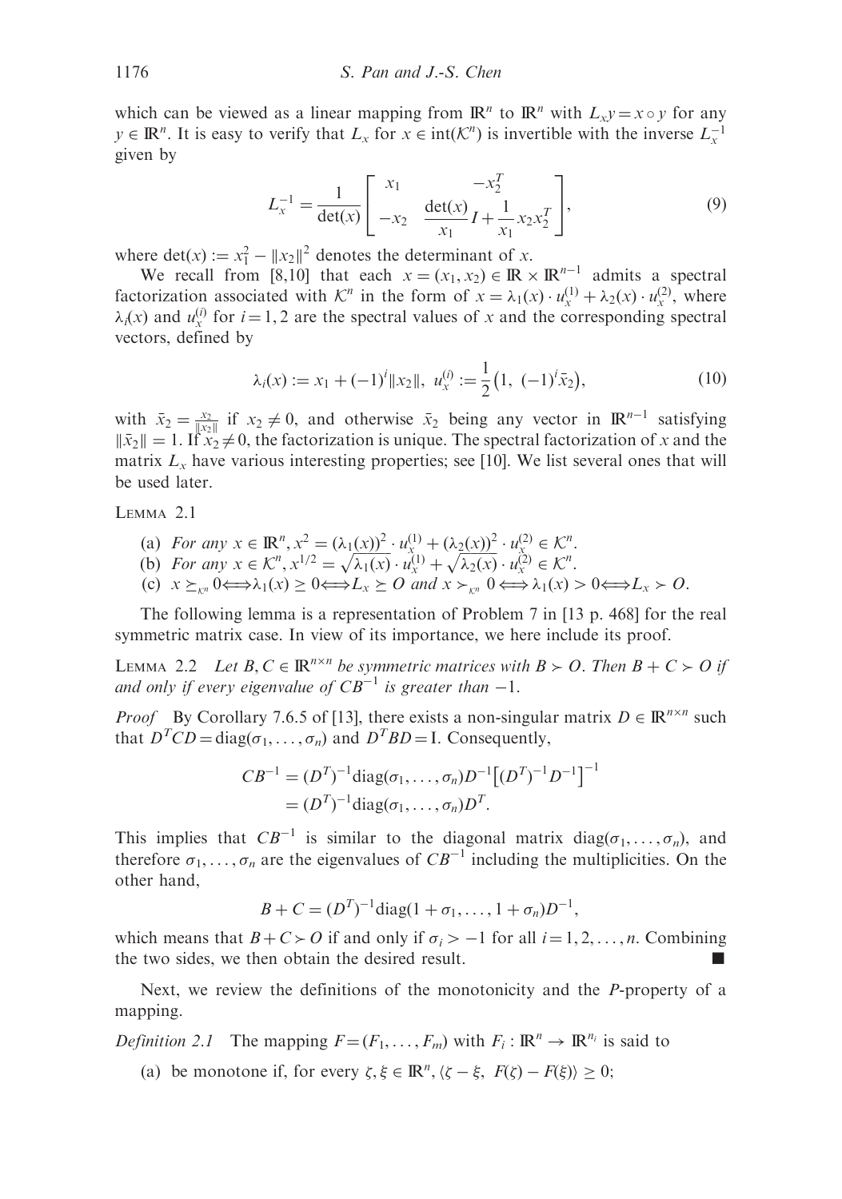which can be viewed as a linear mapping from $\mathbb{R}^n$ to $\mathbb{R}^n$ with $L_x y = x \circ y$ for any $y \in \mathbb{R}^n$. It is easy to verify that $L_x$ for $x \in \text{int}(\mathcal{K}^n)$ is invertible with the inverse $L_x^{-1}$ given by

$$L_x^{-1} = \frac{1}{\det(x)} \begin{bmatrix} x_1 & -x_2^T \\ -x_2 & \dfrac{\det(x)}{x_1} I + \dfrac{1}{x_1} x_2 x_2^T \end{bmatrix}, \tag{9}$$

where $\det(x) := x_1^2 - \|x_2\|^2$ denotes the determinant of $x$.

We recall from [8,10] that each $x = (x_1, x_2) \in \mathbb{R} \times \mathbb{R}^{n-1}$ admits a spectral factorization associated with $\mathcal{K}^n$ in the form of $x = \lambda_1(x) \cdot u_x^{(1)} + \lambda_2(x) \cdot u_x^{(2)}$, where $\lambda_i(x)$ and $u_x^{(i)}$ for $i = 1, 2$ are the spectral values of $x$ and the corresponding spectral vectors, defined by

$$\lambda_i(x) := x_1 + (-1)^i \|x_2\|, \;\; u_x^{(i)} := \frac{1}{2}\big(1,\; (-1)^i \bar{x}_2\big), \tag{10}$$

with $\bar{x}_2 = \frac{x_2}{\|x_2\|}$ if $x_2 \neq 0$, and otherwise $\bar{x}_2$ being any vector in $\mathbb{R}^{n-1}$ satisfying $\|\bar{x}_2\| = 1$. If $x_2 \neq 0$, the factorization is unique. The spectral factorization of $x$ and the matrix $L_x$ have various interesting properties; see [10]. We list several ones that will be used later.

Lemma 2.1

(a) *For any* $x \in \mathbb{R}^n, x^2 = (\lambda_1(x))^2 \cdot u_x^{(1)} + (\lambda_2(x))^2 \cdot u_x^{(2)} \in \mathcal{K}^n$.
(b) *For any* $x \in \mathcal{K}^n, x^{1/2} = \sqrt{\lambda_1(x)} \cdot u_x^{(1)} + \sqrt{\lambda_2(x)} \cdot u_x^{(2)} \in \mathcal{K}^n$.
(c) $x \succeq_{\mathcal{K}^n} 0 \Longleftrightarrow \lambda_1(x) \geq 0 \Longleftrightarrow L_x \succeq O$ *and* $x \succ_{\mathcal{K}^n} 0 \Longleftrightarrow \lambda_1(x) > 0 \Longleftrightarrow L_x \succ O$.

The following lemma is a representation of Problem 7 in [13 p. 468] for the real symmetric matrix case. In view of its importance, we here include its proof.

Lemma 2.2 *Let* $B, C \in \mathbb{R}^{n \times n}$ *be symmetric matrices with* $B \succ O$. *Then* $B + C \succ O$ *if and only if every eigenvalue of* $CB^{-1}$ *is greater than* $-1$.

*Proof* By Corollary 7.6.5 of [13], there exists a non-singular matrix $D \in \mathbb{R}^{n \times n}$ such that $D^T C D = \text{diag}(\sigma_1, \ldots, \sigma_n)$ and $D^T B D = \text{I}$. Consequently,

$$\begin{aligned} CB^{-1} &= (D^T)^{-1} \text{diag}(\sigma_1, \ldots, \sigma_n) D^{-1} \big[(D^T)^{-1} D^{-1}\big]^{-1} \\ &= (D^T)^{-1} \text{diag}(\sigma_1, \ldots, \sigma_n) D^T. \end{aligned}$$

This implies that $CB^{-1}$ is similar to the diagonal matrix $\text{diag}(\sigma_1, \ldots, \sigma_n)$, and therefore $\sigma_1, \ldots, \sigma_n$ are the eigenvalues of $CB^{-1}$ including the multiplicities. On the other hand,

$$B + C = (D^T)^{-1} \text{diag}(1 + \sigma_1, \ldots, 1 + \sigma_n) D^{-1},$$

which means that $B + C \succ O$ if and only if $\sigma_i > -1$ for all $i = 1, 2, \ldots, n$. Combining the two sides, we then obtain the desired result. ■

Next, we review the definitions of the monotonicity and the $P$-property of a mapping.

*Definition 2.1* The mapping $F = (F_1, \ldots, F_m)$ with $F_i : \mathbb{R}^n \to \mathbb{R}^{n_i}$ is said to

(a) be monotone if, for every $\zeta, \xi \in \mathbb{R}^n$, $\langle \zeta - \xi,\; F(\zeta) - F(\xi) \rangle \geq 0$;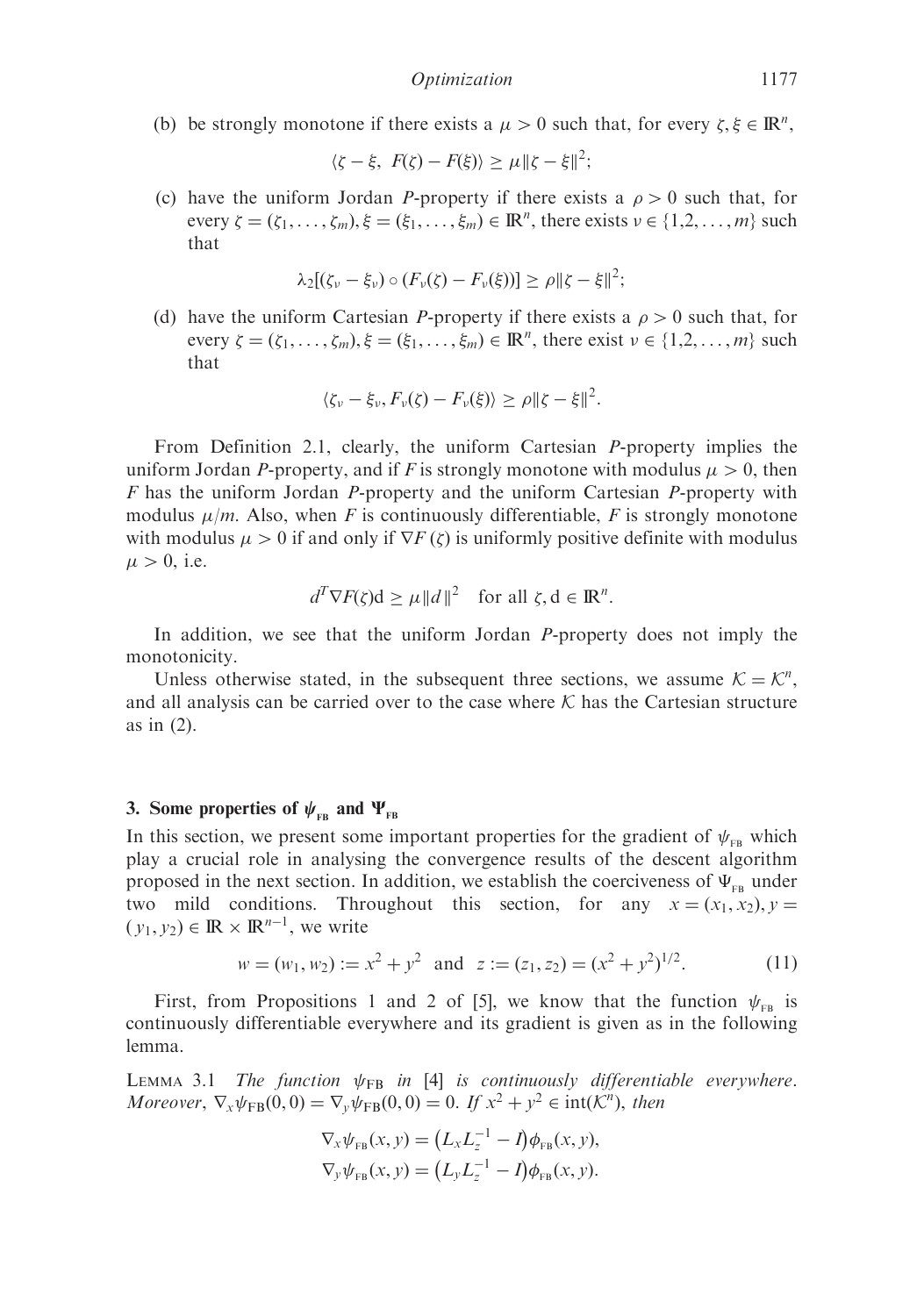(b) be strongly monotone if there exists a $\mu > 0$ such that, for every $\zeta, \xi \in \mathbb{R}^n$,

$$\langle \zeta - \xi,\ F(\zeta) - F(\xi)\rangle \geq \mu\|\zeta - \xi\|^2;$$

(c) have the uniform Jordan $P$-property if there exists a $\rho > 0$ such that, for every $\zeta = (\zeta_1, \ldots, \zeta_m), \xi = (\xi_1, \ldots, \xi_m) \in \mathbb{R}^n$, there exists $\nu \in \{1, 2, \ldots, m\}$ such that

$$\lambda_2[(\zeta_\nu - \xi_\nu) \circ (F_\nu(\zeta) - F_\nu(\xi))] \geq \rho\|\zeta - \xi\|^2;$$

(d) have the uniform Cartesian $P$-property if there exists a $\rho > 0$ such that, for every $\zeta = (\zeta_1, \ldots, \zeta_m), \xi = (\xi_1, \ldots, \xi_m) \in \mathbb{R}^n$, there exist $\nu \in \{1, 2, \ldots, m\}$ such that

$$\langle \zeta_\nu - \xi_\nu, F_\nu(\zeta) - F_\nu(\xi)\rangle \geq \rho\|\zeta - \xi\|^2.$$

From Definition 2.1, clearly, the uniform Cartesian $P$-property implies the uniform Jordan $P$-property, and if $F$ is strongly monotone with modulus $\mu > 0$, then $F$ has the uniform Jordan $P$-property and the uniform Cartesian $P$-property with modulus $\mu/m$. Also, when $F$ is continuously differentiable, $F$ is strongly monotone with modulus $\mu > 0$ if and only if $\nabla F(\zeta)$ is uniformly positive definite with modulus $\mu > 0$, i.e.

$$d^T \nabla F(\zeta) d \geq \mu\|d\|^2 \quad \text{for all } \zeta, d \in \mathbb{R}^n.$$

In addition, we see that the uniform Jordan $P$-property does not imply the monotonicity.

Unless otherwise stated, in the subsequent three sections, we assume $\mathcal{K} = \mathcal{K}^n$, and all analysis can be carried over to the case where $\mathcal{K}$ has the Cartesian structure as in (2).

## 3. Some properties of $\psi_{\text{FB}}$ and $\Psi_{\text{FB}}$

In this section, we present some important properties for the gradient of $\psi_{\text{FB}}$ which play a crucial role in analysing the convergence results of the descent algorithm proposed in the next section. In addition, we establish the coerciveness of $\Psi_{\text{FB}}$ under two mild conditions. Throughout this section, for any $x = (x_1, x_2), y = (y_1, y_2) \in \mathbb{R} \times \mathbb{R}^{n-1}$, we write

$$w = (w_1, w_2) := x^2 + y^2 \quad \text{and} \quad z := (z_1, z_2) = (x^2 + y^2)^{1/2}. \tag{11}$$

First, from Propositions 1 and 2 of [5], we know that the function $\psi_{\text{FB}}$ is continuously differentiable everywhere and its gradient is given as in the following lemma.

LEMMA 3.1 *The function $\psi_{\text{FB}}$ in [4] is continuously differentiable everywhere. Moreover, $\nabla_x \psi_{\text{FB}}(0, 0) = \nabla_y \psi_{\text{FB}}(0, 0) = 0$. If $x^2 + y^2 \in \text{int}(\mathcal{K}^n)$, then*

$$\nabla_x \psi_{\text{FB}}(x, y) = \left(L_x L_z^{-1} - I\right)\phi_{\text{FB}}(x, y),$$
$$\nabla_y \psi_{\text{FB}}(x, y) = \left(L_y L_z^{-1} - I\right)\phi_{\text{FB}}(x, y).$$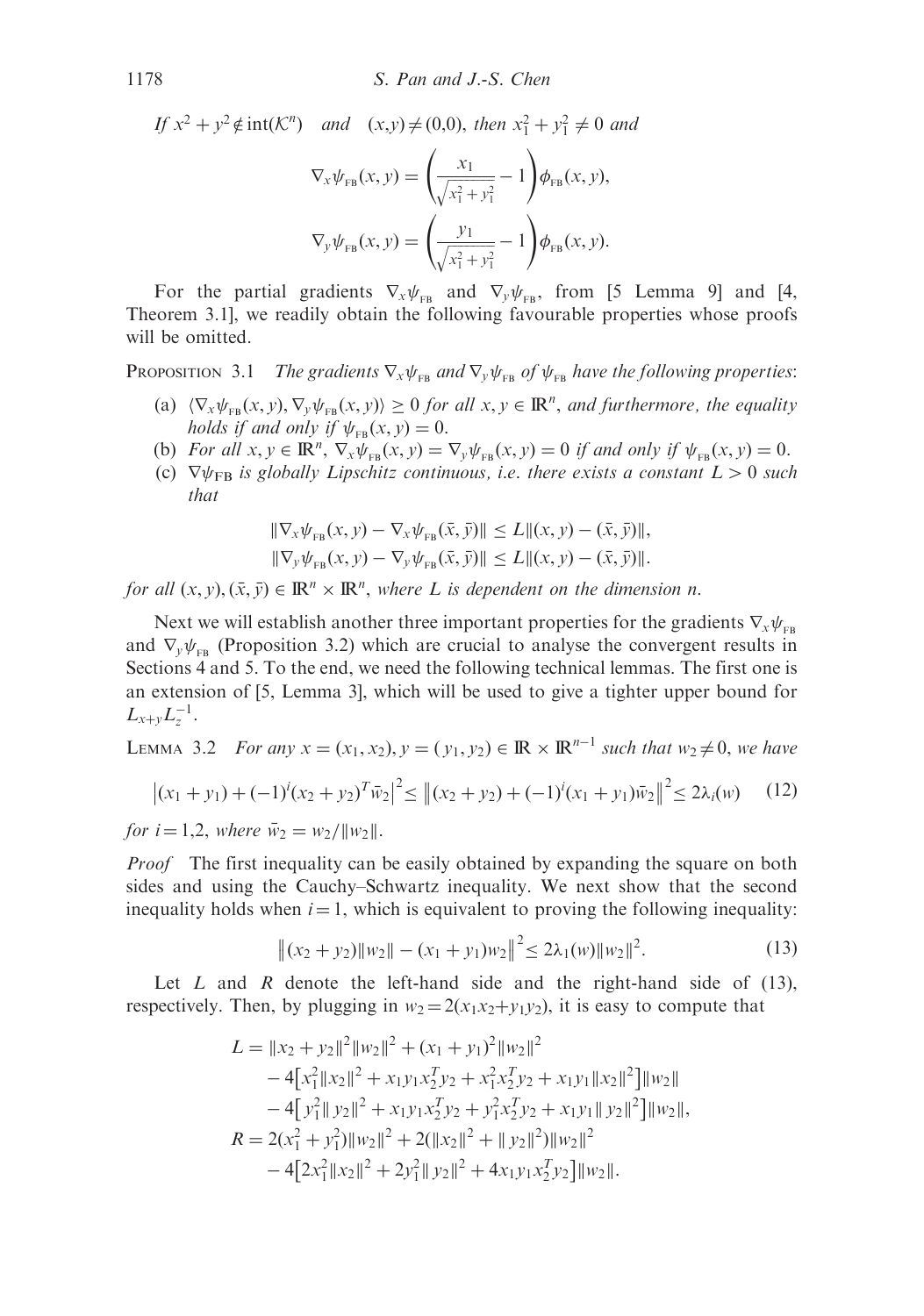*If* $x^2 + y^2 \notin \mathrm{int}(\mathcal{K}^n)$ *and* $(x,y) \neq (0,0)$, *then* $x_1^2 + y_1^2 \neq 0$ *and*

$$\nabla_x \psi_{\mathrm{FB}}(x,y) = \left(\frac{x_1}{\sqrt{x_1^2 + y_1^2}} - 1\right)\phi_{\mathrm{FB}}(x,y),$$

$$\nabla_y \psi_{\mathrm{FB}}(x,y) = \left(\frac{y_1}{\sqrt{x_1^2 + y_1^2}} - 1\right)\phi_{\mathrm{FB}}(x,y).$$

For the partial gradients $\nabla_x \psi_{\mathrm{FB}}$ and $\nabla_y \psi_{\mathrm{FB}}$, from [5 Lemma 9] and [4, Theorem 3.1], we readily obtain the following favourable properties whose proofs will be omitted.

PROPOSITION 3.1 *The gradients* $\nabla_x \psi_{\mathrm{FB}}$ *and* $\nabla_y \psi_{\mathrm{FB}}$ *of* $\psi_{\mathrm{FB}}$ *have the following properties*:

(a) $\langle \nabla_x \psi_{\mathrm{FB}}(x,y), \nabla_y \psi_{\mathrm{FB}}(x,y)\rangle \geq 0$ *for all* $x, y \in \mathbb{R}^n$, *and furthermore, the equality holds if and only if* $\psi_{\mathrm{FB}}(x,y) = 0$.

(b) *For all* $x, y \in \mathbb{R}^n$, $\nabla_x \psi_{\mathrm{FB}}(x,y) = \nabla_y \psi_{\mathrm{FB}}(x,y) = 0$ *if and only if* $\psi_{\mathrm{FB}}(x,y) = 0$.

(c) $\nabla \psi_{\mathrm{FB}}$ *is globally Lipschitz continuous, i.e. there exists a constant* $L > 0$ *such that*

$$\|\nabla_x \psi_{\mathrm{FB}}(x,y) - \nabla_x \psi_{\mathrm{FB}}(\bar{x},\bar{y})\| \leq L\|(x,y) - (\bar{x},\bar{y})\|,$$
$$\|\nabla_y \psi_{\mathrm{FB}}(x,y) - \nabla_y \psi_{\mathrm{FB}}(\bar{x},\bar{y})\| \leq L\|(x,y) - (\bar{x},\bar{y})\|.$$

*for all* $(x,y), (\bar{x},\bar{y}) \in \mathbb{R}^n \times \mathbb{R}^n$, *where* $L$ *is dependent on the dimension* $n$.

Next we will establish another three important properties for the gradients $\nabla_x \psi_{\mathrm{FB}}$ and $\nabla_y \psi_{\mathrm{FB}}$ (Proposition 3.2) which are crucial to analyse the convergent results in Sections 4 and 5. To the end, we need the following technical lemmas. The first one is an extension of [5, Lemma 3], which will be used to give a tighter upper bound for $L_{x+y} L_z^{-1}$.

LEMMA 3.2 *For any* $x = (x_1, x_2), y = (y_1, y_2) \in \mathbb{R} \times \mathbb{R}^{n-1}$ *such that* $w_2 \neq 0$, *we have*

$$\left|(x_1 + y_1) + (-1)^i (x_2 + y_2)^T \bar{w}_2\right|^2 \leq \left\|(x_2 + y_2) + (-1)^i (x_1 + y_1)\bar{w}_2\right\|^2 \leq 2\lambda_i(w) \tag{12}$$

*for* $i = 1, 2$, *where* $\bar{w}_2 = w_2 / \|w_2\|$.

*Proof* The first inequality can be easily obtained by expanding the square on both sides and using the Cauchy–Schwartz inequality. We next show that the second inequality holds when $i = 1$, which is equivalent to proving the following inequality:

$$\left\|(x_2 + y_2)\|w_2\| - (x_1 + y_1)w_2\right\|^2 \leq 2\lambda_1(w)\|w_2\|^2. \tag{13}$$

Let $L$ and $R$ denote the left-hand side and the right-hand side of (13), respectively. Then, by plugging in $w_2 = 2(x_1 x_2 + y_1 y_2)$, it is easy to compute that

$$\begin{aligned}
L &= \|x_2 + y_2\|^2 \|w_2\|^2 + (x_1 + y_1)^2 \|w_2\|^2 \\
&\quad - 4\left[x_1^2 \|x_2\|^2 + x_1 y_1 x_2^T y_2 + x_1^2 x_2^T y_2 + x_1 y_1 \|x_2\|^2\right]\|w_2\| \\
&\quad - 4\left[y_1^2 \|y_2\|^2 + x_1 y_1 x_2^T y_2 + y_1^2 x_2^T y_2 + x_1 y_1 \|y_2\|^2\right]\|w_2\|, \\
R &= 2(x_1^2 + y_1^2)\|w_2\|^2 + 2(\|x_2\|^2 + \|y_2\|^2)\|w_2\|^2 \\
&\quad - 4\left[2x_1^2 \|x_2\|^2 + 2y_1^2 \|y_2\|^2 + 4x_1 y_1 x_2^T y_2\right]\|w_2\|.
\end{aligned}$$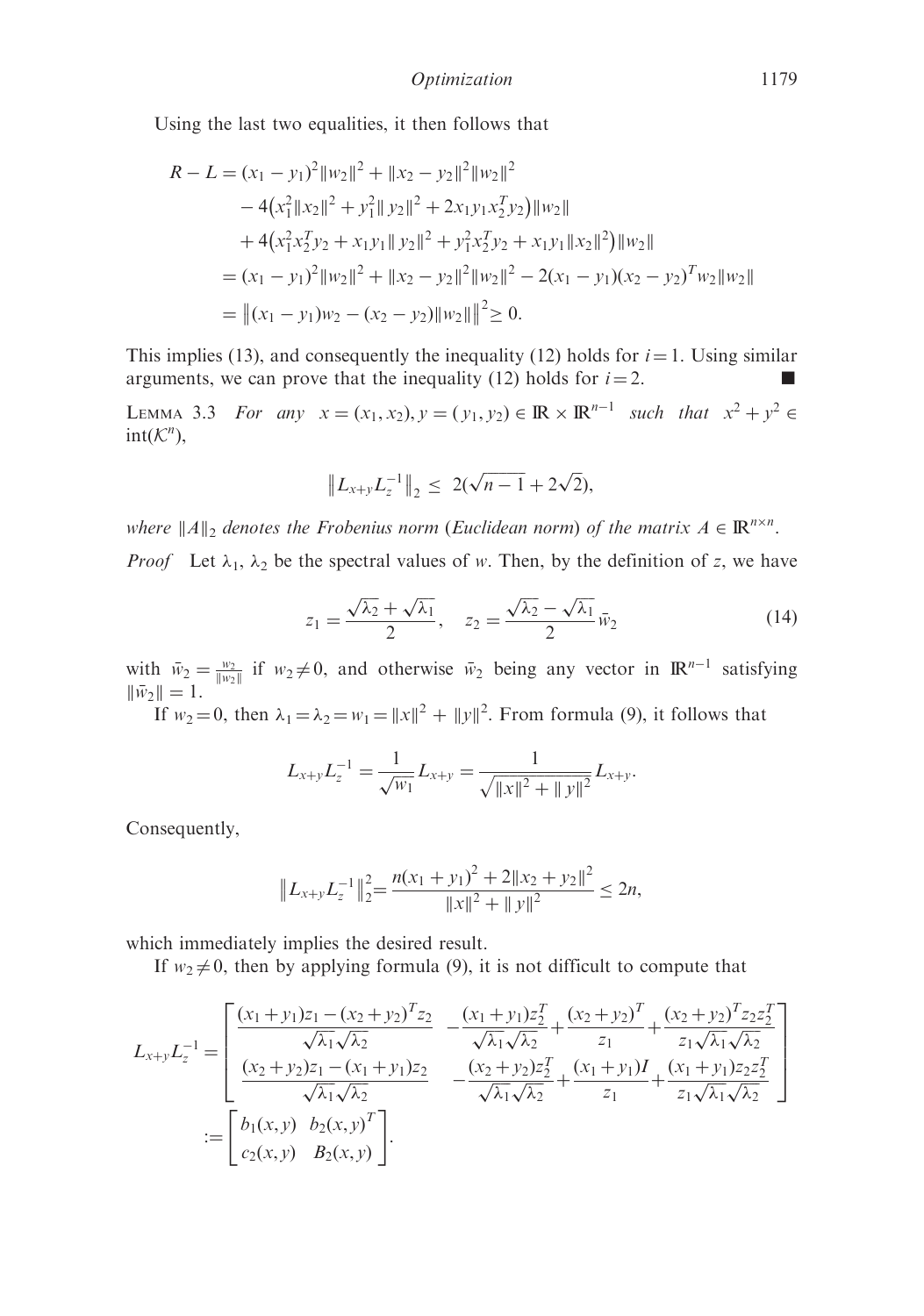Using the last two equalities, it then follows that

$$
\begin{aligned}
R - L &= (x_1 - y_1)^2\|w_2\|^2 + \|x_2 - y_2\|^2\|w_2\|^2 \\
&\quad - 4\big(x_1^2\|x_2\|^2 + y_1^2\|y_2\|^2 + 2x_1y_1x_2^Ty_2\big)\|w_2\| \\
&\quad + 4\big(x_1^2x_2^Ty_2 + x_1y_1\|y_2\|^2 + y_1^2x_2^Ty_2 + x_1y_1\|x_2\|^2\big)\|w_2\| \\
&= (x_1 - y_1)^2\|w_2\|^2 + \|x_2 - y_2\|^2\|w_2\|^2 - 2(x_1 - y_1)(x_2 - y_2)^T w_2\|w_2\| \\
&= \big\|(x_1 - y_1)w_2 - (x_2 - y_2)\|w_2\|\big\|^2 \geq 0.
\end{aligned}
$$

This implies (13), and consequently the inequality (12) holds for $i = 1$. Using similar arguments, we can prove that the inequality (12) holds for $i = 2$. ■

**Lemma 3.3** *For any $x = (x_1, x_2), y = (y_1, y_2) \in \mathbb{R} \times \mathbb{R}^{n-1}$ such that $x^2 + y^2 \in \mathrm{int}(\mathcal{K}^n)$,*

$$
\|L_{x+y}L_z^{-1}\|_2 \leq 2(\sqrt{n-1} + 2\sqrt{2}),
$$

*where $\|A\|_2$ denotes the Frobenius norm (Euclidean norm) of the matrix $A \in \mathbb{R}^{n\times n}$.*

*Proof* Let $\lambda_1, \lambda_2$ be the spectral values of $w$. Then, by the definition of $z$, we have

$$
z_1 = \frac{\sqrt{\lambda_2} + \sqrt{\lambda_1}}{2}, \quad z_2 = \frac{\sqrt{\lambda_2} - \sqrt{\lambda_1}}{2}\bar{w}_2 \tag{14}
$$

with $\bar{w}_2 = \frac{w_2}{\|w_2\|}$ if $w_2 \neq 0$, and otherwise $\bar{w}_2$ being any vector in $\mathbb{R}^{n-1}$ satisfying $\|\bar{w}_2\| = 1$.

If $w_2 = 0$, then $\lambda_1 = \lambda_2 = w_1 = \|x\|^2 + \|y\|^2$. From formula (9), it follows that

$$
L_{x+y}L_z^{-1} = \frac{1}{\sqrt{w_1}}L_{x+y} = \frac{1}{\sqrt{\|x\|^2 + \|y\|^2}}L_{x+y}.
$$

Consequently,

$$
\|L_{x+y}L_z^{-1}\|_2^2 = \frac{n(x_1 + y_1)^2 + 2\|x_2 + y_2\|^2}{\|x\|^2 + \|y\|^2} \leq 2n,
$$

which immediately implies the desired result.

If $w_2 \neq 0$, then by applying formula (9), it is not difficult to compute that

$$
\begin{aligned}
L_{x+y}L_z^{-1} &= \begin{bmatrix} \dfrac{(x_1+y_1)z_1 - (x_2+y_2)^Tz_2}{\sqrt{\lambda_1}\sqrt{\lambda_2}} & -\dfrac{(x_1+y_1)z_2^T}{\sqrt{\lambda_1}\sqrt{\lambda_2}} + \dfrac{(x_2+y_2)^T}{z_1} + \dfrac{(x_2+y_2)^Tz_2z_2^T}{z_1\sqrt{\lambda_1}\sqrt{\lambda_2}} \\ \dfrac{(x_2+y_2)z_1 - (x_1+y_1)z_2}{\sqrt{\lambda_1}\sqrt{\lambda_2}} & -\dfrac{(x_2+y_2)z_2^T}{\sqrt{\lambda_1}\sqrt{\lambda_2}} + \dfrac{(x_1+y_1)I}{z_1} + \dfrac{(x_1+y_1)z_2z_2^T}{z_1\sqrt{\lambda_1}\sqrt{\lambda_2}} \end{bmatrix} \\
&:= \begin{bmatrix} b_1(x,y) & b_2(x,y)^T \\ c_2(x,y) & B_2(x,y) \end{bmatrix}.
\end{aligned}
$$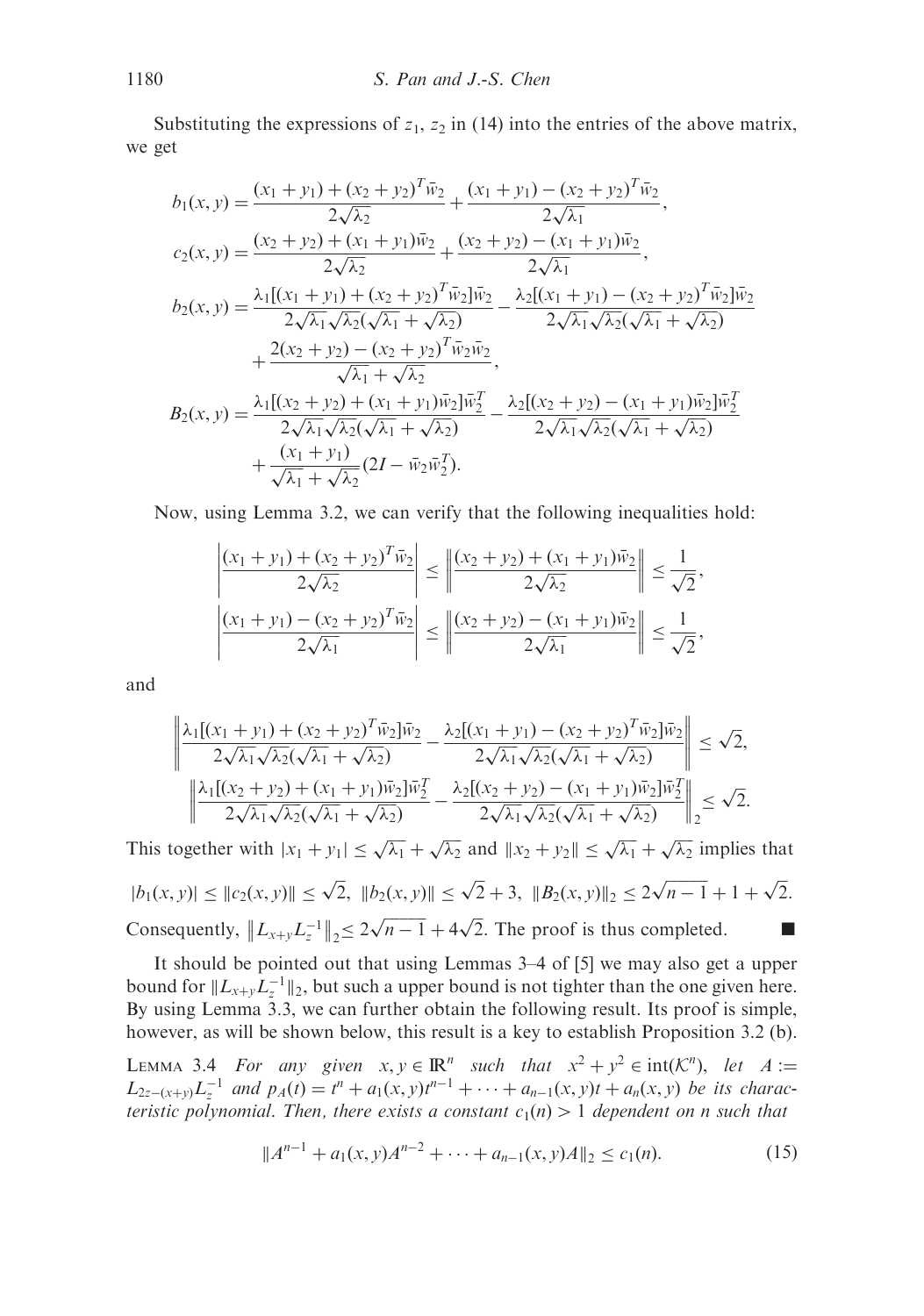Substituting the expressions of $z_1$, $z_2$ in (14) into the entries of the above matrix, we get

$$
\begin{aligned}
b_1(x,y) &= \frac{(x_1+y_1)+(x_2+y_2)^T\bar{w}_2}{2\sqrt{\lambda_2}} + \frac{(x_1+y_1)-(x_2+y_2)^T\bar{w}_2}{2\sqrt{\lambda_1}},\\
c_2(x,y) &= \frac{(x_2+y_2)+(x_1+y_1)\bar{w}_2}{2\sqrt{\lambda_2}} + \frac{(x_2+y_2)-(x_1+y_1)\bar{w}_2}{2\sqrt{\lambda_1}},\\
b_2(x,y) &= \frac{\lambda_1[(x_1+y_1)+(x_2+y_2)^T\bar{w}_2]\bar{w}_2}{2\sqrt{\lambda_1}\sqrt{\lambda_2}(\sqrt{\lambda_1}+\sqrt{\lambda_2})} - \frac{\lambda_2[(x_1+y_1)-(x_2+y_2)^T\bar{w}_2]\bar{w}_2}{2\sqrt{\lambda_1}\sqrt{\lambda_2}(\sqrt{\lambda_1}+\sqrt{\lambda_2})}\\
&\quad + \frac{2(x_2+y_2)-(x_2+y_2)^T\bar{w}_2\bar{w}_2}{\sqrt{\lambda_1}+\sqrt{\lambda_2}},\\
B_2(x,y) &= \frac{\lambda_1[(x_2+y_2)+(x_1+y_1)\bar{w}_2]\bar{w}_2^T}{2\sqrt{\lambda_1}\sqrt{\lambda_2}(\sqrt{\lambda_1}+\sqrt{\lambda_2})} - \frac{\lambda_2[(x_2+y_2)-(x_1+y_1)\bar{w}_2]\bar{w}_2^T}{2\sqrt{\lambda_1}\sqrt{\lambda_2}(\sqrt{\lambda_1}+\sqrt{\lambda_2})}\\
&\quad + \frac{(x_1+y_1)}{\sqrt{\lambda_1}+\sqrt{\lambda_2}}(2I-\bar{w}_2\bar{w}_2^T).
\end{aligned}
$$

Now, using Lemma 3.2, we can verify that the following inequalities hold:

$$
\left|\frac{(x_1+y_1)+(x_2+y_2)^T\bar{w}_2}{2\sqrt{\lambda_2}}\right| \le \left\|\frac{(x_2+y_2)+(x_1+y_1)\bar{w}_2}{2\sqrt{\lambda_2}}\right\| \le \frac{1}{\sqrt{2}},
$$

$$
\left|\frac{(x_1+y_1)-(x_2+y_2)^T\bar{w}_2}{2\sqrt{\lambda_1}}\right| \le \left\|\frac{(x_2+y_2)-(x_1+y_1)\bar{w}_2}{2\sqrt{\lambda_1}}\right\| \le \frac{1}{\sqrt{2}},
$$

and

$$
\left\|\frac{\lambda_1[(x_1+y_1)+(x_2+y_2)^T\bar{w}_2]\bar{w}_2}{2\sqrt{\lambda_1}\sqrt{\lambda_2}(\sqrt{\lambda_1}+\sqrt{\lambda_2})} - \frac{\lambda_2[(x_1+y_1)-(x_2+y_2)^T\bar{w}_2]\bar{w}_2}{2\sqrt{\lambda_1}\sqrt{\lambda_2}(\sqrt{\lambda_1}+\sqrt{\lambda_2})}\right\| \le \sqrt{2},
$$

$$
\left\|\frac{\lambda_1[(x_2+y_2)+(x_1+y_1)\bar{w}_2]\bar{w}_2^T}{2\sqrt{\lambda_1}\sqrt{\lambda_2}(\sqrt{\lambda_1}+\sqrt{\lambda_2})} - \frac{\lambda_2[(x_2+y_2)-(x_1+y_1)\bar{w}_2]\bar{w}_2^T}{2\sqrt{\lambda_1}\sqrt{\lambda_2}(\sqrt{\lambda_1}+\sqrt{\lambda_2})}\right\|_2 \le \sqrt{2}.
$$

This together with $|x_1+y_1| \le \sqrt{\lambda_1}+\sqrt{\lambda_2}$ and $\|x_2+y_2\| \le \sqrt{\lambda_1}+\sqrt{\lambda_2}$ implies that

$$
|b_1(x,y)| \le \|c_2(x,y)\| \le \sqrt{2},\ \ \|b_2(x,y)\| \le \sqrt{2}+3,\ \ \|B_2(x,y)\|_2 \le 2\sqrt{n-1}+1+\sqrt{2}.
$$

Consequently, $\|L_{x+y}L_z^{-1}\|_2 \le 2\sqrt{n-1}+4\sqrt{2}$. The proof is thus completed. ∎

It should be pointed out that using Lemmas 3–4 of [5] we may also get a upper bound for $\|L_{x+y}L_z^{-1}\|_2$, but such a upper bound is not tighter than the one given here. By using Lemma 3.3, we can further obtain the following result. Its proof is simple, however, as will be shown below, this result is a key to establish Proposition 3.2 (b).

**Lemma 3.4** *For any given $x, y \in \mathbb{R}^n$ such that $x^2+y^2 \in \mathrm{int}(\mathcal{K}^n)$, let $A := L_{2z-(x+y)}L_z^{-1}$ and $p_A(t) = t^n + a_1(x,y)t^{n-1} + \cdots + a_{n-1}(x,y)t + a_n(x,y)$ be its characteristic polynomial. Then, there exists a constant $c_1(n) > 1$ dependent on $n$ such that*

$$
\|A^{n-1} + a_1(x,y)A^{n-2} + \cdots + a_{n-1}(x,y)A\|_2 \le c_1(n). \tag{15}
$$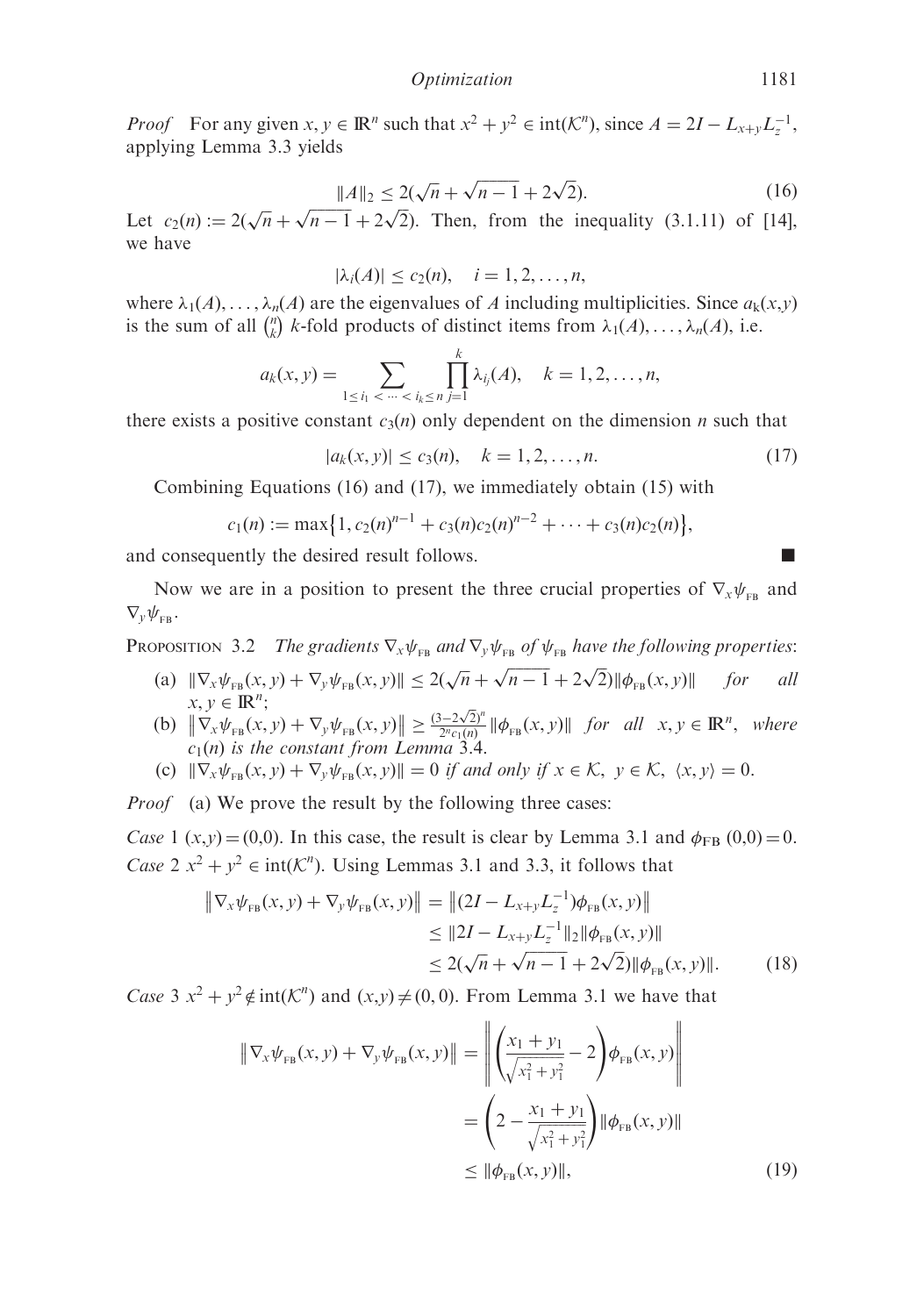*Proof* For any given $x, y \in \mathbb{R}^n$ such that $x^2 + y^2 \in \text{int}(\mathcal{K}^n)$, since $A = 2I - L_{x+y}L_z^{-1}$, applying Lemma 3.3 yields

$$\|A\|_2 \leq 2(\sqrt{n} + \sqrt{n-1} + 2\sqrt{2}). \tag{16}$$

Let $c_2(n) := 2(\sqrt{n} + \sqrt{n-1} + 2\sqrt{2})$. Then, from the inequality (3.1.11) of [14], we have

$$|\lambda_i(A)| \leq c_2(n), \quad i = 1, 2, \ldots, n,$$

where $\lambda_1(A), \ldots, \lambda_n(A)$ are the eigenvalues of $A$ including multiplicities. Since $a_k(x,y)$ is the sum of all $\binom{n}{k}$ $k$-fold products of distinct items from $\lambda_1(A), \ldots, \lambda_n(A)$, i.e.

$$a_k(x, y) = \sum_{1 \leq i_1 < \cdots < i_k \leq n} \prod_{j=1}^{k} \lambda_{i_j}(A), \quad k = 1, 2, \ldots, n,$$

there exists a positive constant $c_3(n)$ only dependent on the dimension $n$ such that

$$|a_k(x, y)| \leq c_3(n), \quad k = 1, 2, \ldots, n. \tag{17}$$

Combining Equations (16) and (17), we immediately obtain (15) with

$$c_1(n) := \max\{1, c_2(n)^{n-1} + c_3(n)c_2(n)^{n-2} + \cdots + c_3(n)c_2(n)\},$$

and consequently the desired result follows. ■

Now we are in a position to present the three crucial properties of $\nabla_x \psi_{\text{FB}}$ and $\nabla_y \psi_{\text{FB}}$.

**Proposition 3.2** *The gradients $\nabla_x \psi_{\text{FB}}$ and $\nabla_y \psi_{\text{FB}}$ of $\psi_{\text{FB}}$ have the following properties*:

(a) $\|\nabla_x \psi_{\text{FB}}(x, y) + \nabla_y \psi_{\text{FB}}(x, y)\| \leq 2(\sqrt{n} + \sqrt{n-1} + 2\sqrt{2})\|\phi_{\text{FB}}(x, y)\|$ *for all* $x, y \in \mathbb{R}^n$;

(b) $\|\nabla_x \psi_{\text{FB}}(x, y) + \nabla_y \psi_{\text{FB}}(x, y)\| \geq \frac{(3-2\sqrt{2})^n}{2^n c_1(n)} \|\phi_{\text{FB}}(x, y)\|$ *for all* $x, y \in \mathbb{R}^n$, *where* $c_1(n)$ *is the constant from Lemma* 3.4.

(c) $\|\nabla_x \psi_{\text{FB}}(x, y) + \nabla_y \psi_{\text{FB}}(x, y)\| = 0$ *if and only if* $x \in \mathcal{K},\ y \in \mathcal{K},\ \langle x, y \rangle = 0$.

*Proof* (a) We prove the result by the following three cases:

*Case* 1 $(x,y) = (0,0)$. In this case, the result is clear by Lemma 3.1 and $\phi_{\text{FB}}(0,0) = 0$.

*Case* 2 $x^2 + y^2 \in \text{int}(\mathcal{K}^n)$. Using Lemmas 3.1 and 3.3, it follows that

$$\begin{aligned}
\|\nabla_x \psi_{\text{FB}}(x, y) + \nabla_y \psi_{\text{FB}}(x, y)\| &= \|(2I - L_{x+y}L_z^{-1})\phi_{\text{FB}}(x, y)\| \\
&\leq \|2I - L_{x+y}L_z^{-1}\|_2 \|\phi_{\text{FB}}(x, y)\| \\
&\leq 2(\sqrt{n} + \sqrt{n-1} + 2\sqrt{2})\|\phi_{\text{FB}}(x, y)\|.
\end{aligned} \tag{18}$$

*Case* 3 $x^2 + y^2 \notin \text{int}(\mathcal{K}^n)$ and $(x,y) \neq (0,0)$. From Lemma 3.1 we have that

$$\begin{aligned}
\|\nabla_x \psi_{\text{FB}}(x, y) + \nabla_y \psi_{\text{FB}}(x, y)\| &= \left\| \left( \frac{x_1 + y_1}{\sqrt{x_1^2 + y_1^2}} - 2 \right) \phi_{\text{FB}}(x, y) \right\| \\
&= \left( 2 - \frac{x_1 + y_1}{\sqrt{x_1^2 + y_1^2}} \right) \|\phi_{\text{FB}}(x, y)\| \\
&\leq \|\phi_{\text{FB}}(x, y)\|,
\end{aligned} \tag{19}$$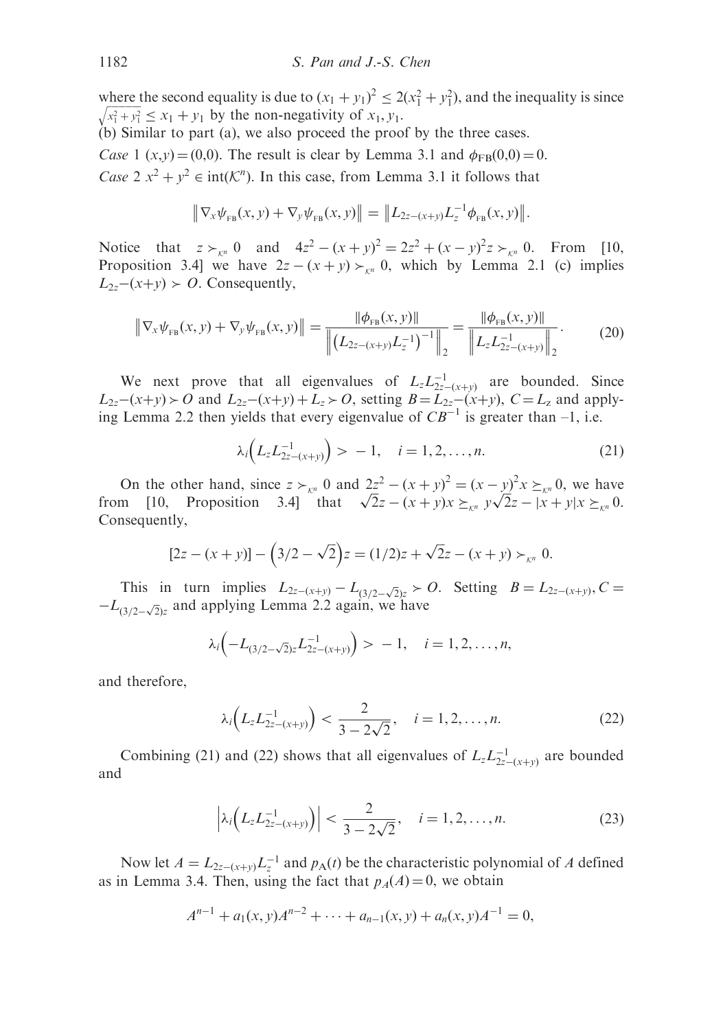where the second equality is due to $(x_1 + y_1)^2 \le 2(x_1^2 + y_1^2)$, and the inequality is since $\sqrt{x_1^2 + y_1^2} \le x_1 + y_1$ by the non-negativity of $x_1, y_1$.

(b) Similar to part (a), we also proceed the proof by the three cases.

*Case 1* $(x,y) = (0,0)$. The result is clear by Lemma 3.1 and $\phi_{\rm FB}(0,0) = 0$.

*Case 2* $x^2 + y^2 \in {\rm int}(\mathcal{K}^n)$. In this case, from Lemma 3.1 it follows that

$$\left\| \nabla_x \psi_{\rm FB}(x,y) + \nabla_y \psi_{\rm FB}(x,y) \right\| = \left\| L_{2z-(x+y)} L_z^{-1} \phi_{\rm FB}(x,y) \right\|.$$

Notice that $z \succ_{\mathcal{K}^n} 0$ and $4z^2 - (x+y)^2 = 2z^2 + (x-y)^2 z \succ_{\mathcal{K}^n} 0$. From [10, Proposition 3.4] we have $2z - (x+y) \succ_{\mathcal{K}^n} 0$, which by Lemma 2.1 (c) implies $L_{2z}-(x+y) \succ O$. Consequently,

$$\left\| \nabla_x \psi_{\rm FB}(x,y) + \nabla_y \psi_{\rm FB}(x,y) \right\| = \frac{\|\phi_{\rm FB}(x,y)\|}{\left\| \left( L_{2z-(x+y)} L_z^{-1} \right)^{-1} \right\|_2} = \frac{\|\phi_{\rm FB}(x,y)\|}{\left\| L_z L_{2z-(x+y)}^{-1} \right\|_2}. \tag{20}$$

We next prove that all eigenvalues of $L_z L_{2z-(x+y)}^{-1}$ are bounded. Since $L_{2z}-(x+y) \succ O$ and $L_{2z}-(x+y) + L_z \succ O$, setting $B = L_{2z}-(x+y)$, $C = L_z$ and applying Lemma 2.2 then yields that every eigenvalue of $CB^{-1}$ is greater than –1, i.e.

$$\lambda_i\left( L_z L_{2z-(x+y)}^{-1} \right) > -1, \quad i = 1, 2, \ldots, n. \tag{21}$$

On the other hand, since $z \succ_{\mathcal{K}^n} 0$ and $2z^2 - (x+y)^2 = (x-y)^2 x \succeq_{\mathcal{K}^n} 0$, we have from [10, Proposition 3.4] that $\sqrt{2}z - (x+y)x \succeq_{\mathcal{K}^n} y\sqrt{2}z - |x+y|x \succeq_{\mathcal{K}^n} 0$. Consequently,

$$[2z - (x+y)] - \left( 3/2 - \sqrt{2} \right) z = (1/2) z + \sqrt{2} z - (x+y) \succ_{\mathcal{K}^n} 0.$$

This in turn implies $L_{2z-(x+y)} - L_{(3/2-\sqrt{2})z} \succ O$. Setting $B = L_{2z-(x+y)}, C = -L_{(3/2-\sqrt{2})z}$ and applying Lemma 2.2 again, we have

$$\lambda_i\left( -L_{(3/2-\sqrt{2})z} L_{2z-(x+y)}^{-1} \right) > -1, \quad i = 1, 2, \ldots, n,$$

and therefore,

$$\lambda_i\left( L_z L_{2z-(x+y)}^{-1} \right) < \frac{2}{3 - 2\sqrt{2}}, \quad i = 1, 2, \ldots, n. \tag{22}$$

Combining (21) and (22) shows that all eigenvalues of $L_z L_{2z-(x+y)}^{-1}$ are bounded and

$$\left| \lambda_i\left( L_z L_{2z-(x+y)}^{-1} \right) \right| < \frac{2}{3 - 2\sqrt{2}}, \quad i = 1, 2, \ldots, n. \tag{23}$$

Now let $A = L_{2z-(x+y)} L_z^{-1}$ and $p_A(t)$ be the characteristic polynomial of $A$ defined as in Lemma 3.4. Then, using the fact that $p_A(A) = 0$, we obtain

$$A^{n-1} + a_1(x,y) A^{n-2} + \cdots + a_{n-1}(x,y) + a_n(x,y) A^{-1} = 0,$$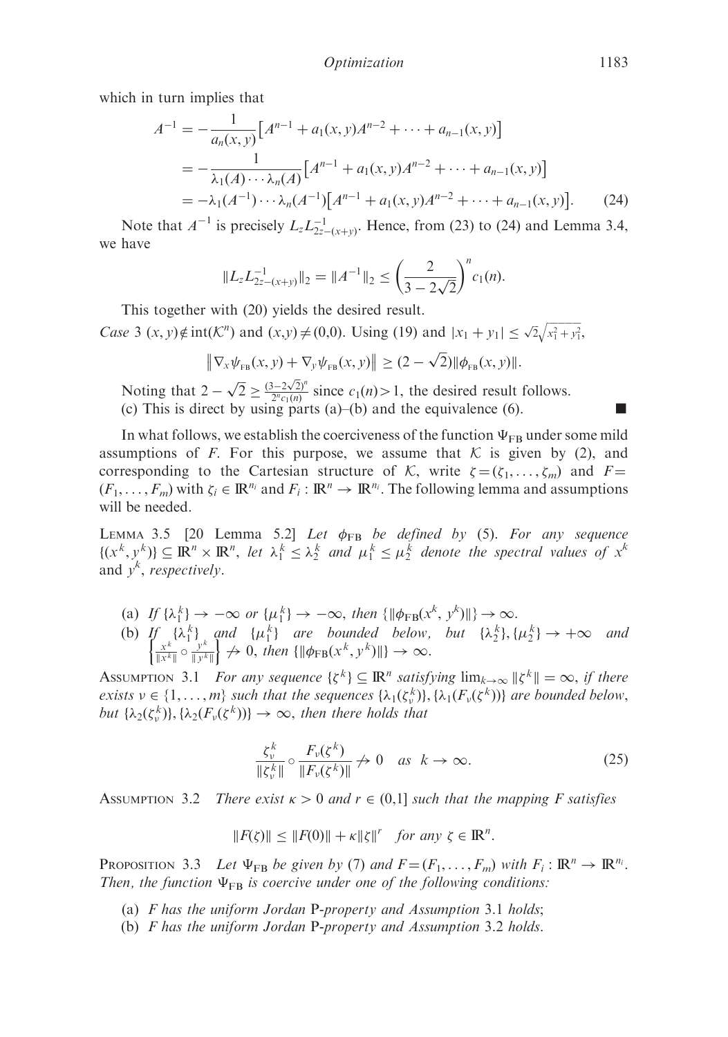which in turn implies that

$$
\begin{aligned}
A^{-1} &= -\frac{1}{a_n(x,y)}\big[A^{n-1} + a_1(x,y)A^{n-2} + \cdots + a_{n-1}(x,y)\big] \\
&= -\frac{1}{\lambda_1(A)\cdots\lambda_n(A)}\big[A^{n-1} + a_1(x,y)A^{n-2} + \cdots + a_{n-1}(x,y)\big] \\
&= -\lambda_1(A^{-1})\cdots\lambda_n(A^{-1})\big[A^{n-1} + a_1(x,y)A^{n-2} + \cdots + a_{n-1}(x,y)\big]. \qquad (24)
\end{aligned}
$$

Note that $A^{-1}$ is precisely $L_z L_{2z-(x+y)}^{-1}$. Hence, from (23) to (24) and Lemma 3.4, we have

$$
\|L_z L_{2z-(x+y)}^{-1}\|_2 = \|A^{-1}\|_2 \leq \left(\frac{2}{3-2\sqrt{2}}\right)^n c_1(n).
$$

This together with (20) yields the desired result.

*Case* 3 $(x,y) \notin \text{int}(\mathcal{K}^n)$ and $(x,y) \neq (0,0)$. Using (19) and $|x_1 + y_1| \leq \sqrt{2}\sqrt{x_1^2 + y_1^2}$,

$$
\left\|\nabla_x \psi_{\text{FB}}(x,y) + \nabla_y \psi_{\text{FB}}(x,y)\right\| \geq (2-\sqrt{2})\|\phi_{\text{FB}}(x,y)\|.
$$

Noting that $2-\sqrt{2} \geq \frac{(3-2\sqrt{2})^n}{2^n c_1(n)}$ since $c_1(n) > 1$, the desired result follows.

(c) This is direct by using parts (a)–(b) and the equivalence (6). ■

In what follows, we establish the coerciveness of the function $\Psi_{\text{FB}}$ under some mild assumptions of $F$. For this purpose, we assume that $\mathcal{K}$ is given by (2), and corresponding to the Cartesian structure of $\mathcal{K}$, write $\zeta = (\zeta_1, \ldots, \zeta_m)$ and $F = (F_1, \ldots, F_m)$ with $\zeta_i \in \mathbb{R}^{n_i}$ and $F_i : \mathbb{R}^n \to \mathbb{R}^{n_i}$. The following lemma and assumptions will be needed.

Lemma 3.5 [20 Lemma 5.2] *Let $\phi_{\text{FB}}$ be defined by* (5). *For any sequence $\{(x^k, y^k)\} \subseteq \mathbb{R}^n \times \mathbb{R}^n$, let $\lambda_1^k \leq \lambda_2^k$ and $\mu_1^k \leq \mu_2^k$ denote the spectral values of $x^k$ and $y^k$, respectively.*

- (a) *If $\{\lambda_1^k\} \to -\infty$ or $\{\mu_1^k\} \to -\infty$, then $\{\|\phi_{\text{FB}}(x^k, y^k)\|\} \to \infty$.*
- (b) *If $\{\lambda_1^k\}$ and $\{\mu_1^k\}$ are bounded below, but $\{\lambda_2^k\}, \{\mu_2^k\} \to +\infty$ and $\left\{\frac{x^k}{\|x^k\|} \circ \frac{y^k}{\|y^k\|}\right\} \not\to 0$, then $\{\|\phi_{\text{FB}}(x^k, y^k)\|\} \to \infty$.*

Assumption 3.1 *For any sequence $\{\zeta^k\} \subseteq \mathbb{R}^n$ satisfying $\lim_{k\to\infty} \|\zeta^k\| = \infty$, if there exists $\nu \in \{1, \ldots, m\}$ such that the sequences $\{\lambda_1(\zeta_\nu^k)\}, \{\lambda_1(F_\nu(\zeta^k))\}$ are bounded below, but $\{\lambda_2(\zeta_\nu^k)\}, \{\lambda_2(F_\nu(\zeta^k))\} \to \infty$, then there holds that*

$$
\frac{\zeta_\nu^k}{\|\zeta_\nu^k\|} \circ \frac{F_\nu(\zeta^k)}{\|F_\nu(\zeta^k)\|} \not\to 0 \quad \text{as } k \to \infty. \tag{25}
$$

Assumption 3.2 *There exist $\kappa > 0$ and $r \in (0,1]$ such that the mapping $F$ satisfies*

$$
\|F(\zeta)\| \leq \|F(0)\| + \kappa\|\zeta\|^r \quad \text{for any } \zeta \in \mathbb{R}^n.
$$

Proposition 3.3 *Let $\Psi_{\text{FB}}$ be given by* (7) *and $F = (F_1, \ldots, F_m)$ with $F_i : \mathbb{R}^n \to \mathbb{R}^{n_i}$. Then, the function $\Psi_{\text{FB}}$ is coercive under one of the following conditions:*

- (a) *$F$ has the uniform Jordan P-property and Assumption* 3.1 *holds*;
- (b) *$F$ has the uniform Jordan P-property and Assumption* 3.2 *holds.*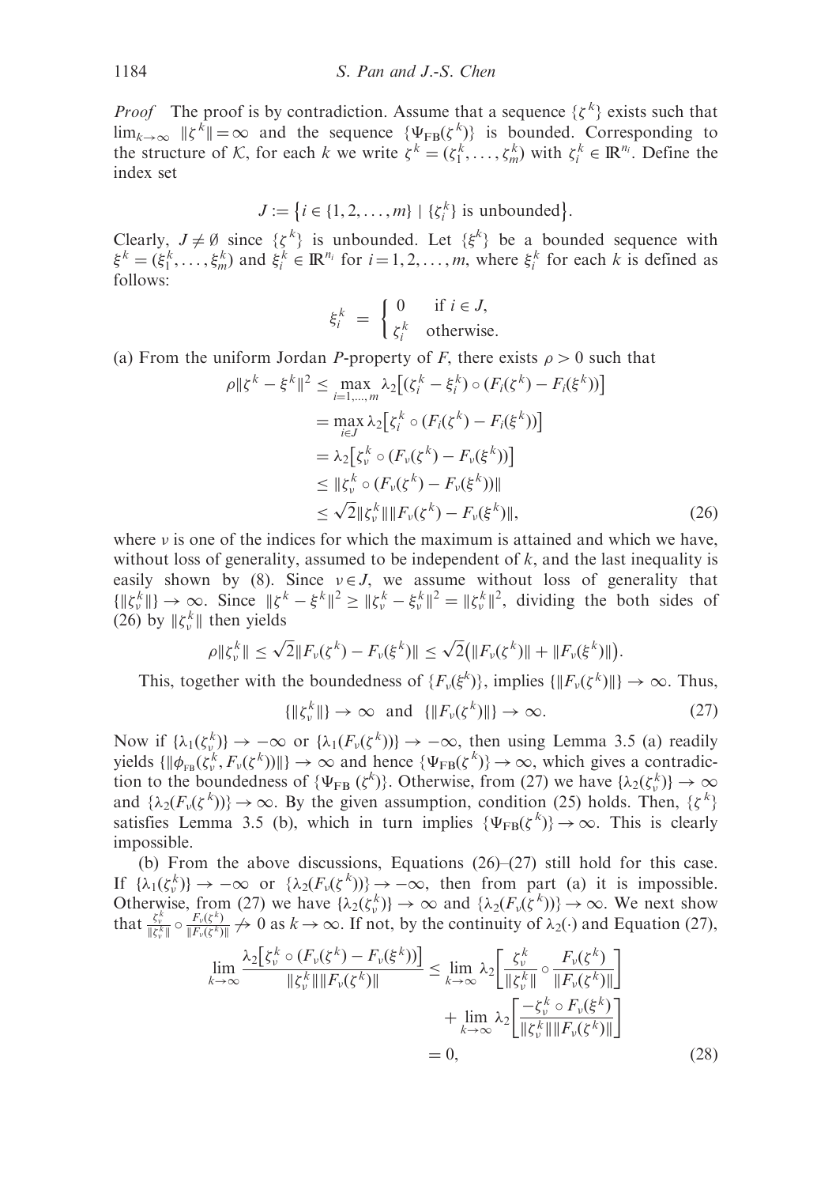*Proof* The proof is by contradiction. Assume that a sequence $\{\zeta^k\}$ exists such that $\lim_{k\to\infty} \|\zeta^k\| = \infty$ and the sequence $\{\Psi_{\rm FB}(\zeta^k)\}$ is bounded. Corresponding to the structure of $\mathcal{K}$, for each $k$ we write $\zeta^k = (\zeta_1^k, \ldots, \zeta_m^k)$ with $\zeta_i^k \in \mathbb{R}^{n_i}$. Define the index set

$$J := \{ i \in \{1, 2, \ldots, m\} \mid \{\zeta_i^k\} \text{ is unbounded} \}.$$

Clearly, $J \neq \emptyset$ since $\{\zeta^k\}$ is unbounded. Let $\{\xi^k\}$ be a bounded sequence with $\xi^k = (\xi_1^k, \ldots, \xi_m^k)$ and $\xi_i^k \in \mathbb{R}^{n_i}$ for $i = 1, 2, \ldots, m$, where $\xi_i^k$ for each $k$ is defined as follows:

$$\xi_i^k = \begin{cases} 0 & \text{if } i \in J, \\ \zeta_i^k & \text{otherwise.} \end{cases}$$

(a) From the uniform Jordan $P$-property of $F$, there exists $\rho > 0$ such that

$$\begin{aligned}
\rho\|\zeta^k - \xi^k\|^2 &\leq \max_{i=1,\ldots,m} \lambda_2\big[(\zeta_i^k - \xi_i^k) \circ (F_i(\zeta^k) - F_i(\xi^k))\big] \\
&= \max_{i \in J} \lambda_2\big[\zeta_i^k \circ (F_i(\zeta^k) - F_i(\xi^k))\big] \\
&= \lambda_2\big[\zeta_\nu^k \circ (F_\nu(\zeta^k) - F_\nu(\xi^k))\big] \\
&\leq \|\zeta_\nu^k \circ (F_\nu(\zeta^k) - F_\nu(\xi^k))\| \\
&\leq \sqrt{2}\|\zeta_\nu^k\|\|F_\nu(\zeta^k) - F_\nu(\xi^k)\|, \qquad (26)
\end{aligned}$$

where $\nu$ is one of the indices for which the maximum is attained and which we have, without loss of generality, assumed to be independent of $k$, and the last inequality is easily shown by (8). Since $\nu \in J$, we assume without loss of generality that $\{\|\zeta_\nu^k\|\} \to \infty$. Since $\|\zeta^k - \xi^k\|^2 \geq \|\zeta_\nu^k - \xi_\nu^k\|^2 = \|\zeta_\nu^k\|^2$, dividing the both sides of (26) by $\|\zeta_\nu^k\|$ then yields

$$\rho\|\zeta_\nu^k\| \leq \sqrt{2}\|F_\nu(\zeta^k) - F_\nu(\xi^k)\| \leq \sqrt{2}\big(\|F_\nu(\zeta^k)\| + \|F_\nu(\xi^k)\|\big).$$

This, together with the boundedness of $\{F_\nu(\xi^k)\}$, implies $\{\|F_\nu(\zeta^k)\|\} \to \infty$. Thus,

$$\{\|\zeta_\nu^k\|\} \to \infty \text{ and } \{\|F_\nu(\zeta^k)\|\} \to \infty. \qquad (27)$$

Now if $\{\lambda_1(\zeta_\nu^k)\} \to -\infty$ or $\{\lambda_1(F_\nu(\zeta^k))\} \to -\infty$, then using Lemma 3.5 (a) readily yields $\{\|\phi_{\rm FB}(\zeta_\nu^k, F_\nu(\zeta^k))\|\} \to \infty$ and hence $\{\Psi_{\rm FB}(\zeta^k)\} \to \infty$, which gives a contradiction to the boundedness of $\{\Psi_{\rm FB}(\zeta^k)\}$. Otherwise, from (27) we have $\{\lambda_2(\zeta_\nu^k)\} \to \infty$ and $\{\lambda_2(F_\nu(\zeta^k))\} \to \infty$. By the given assumption, condition (25) holds. Then, $\{\zeta^k\}$ satisfies Lemma 3.5 (b), which in turn implies $\{\Psi_{\rm FB}(\zeta^k)\} \to \infty$. This is clearly impossible.

(b) From the above discussions, Equations (26)–(27) still hold for this case. If $\{\lambda_1(\zeta_\nu^k)\} \to -\infty$ or $\{\lambda_2(F_\nu(\zeta^k))\} \to -\infty$, then from part (a) it is impossible. Otherwise, from (27) we have $\{\lambda_2(\zeta_\nu^k)\} \to \infty$ and $\{\lambda_2(F_\nu(\zeta^k))\} \to \infty$. We next show that $\frac{\zeta_\nu^k}{\|\zeta_\nu^k\|} \circ \frac{F_\nu(\zeta^k)}{\|F_\nu(\zeta^k)\|} \not\to 0$ as $k \to \infty$. If not, by the continuity of $\lambda_2(\cdot)$ and Equation (27),

$$\begin{aligned}
\lim_{k\to\infty} \frac{\lambda_2\big[\zeta_\nu^k \circ (F_\nu(\zeta^k) - F_\nu(\xi^k))\big]}{\|\zeta_\nu^k\|\|F_\nu(\zeta^k)\|} &\leq \lim_{k\to\infty} \lambda_2\left[\frac{\zeta_\nu^k}{\|\zeta_\nu^k\|} \circ \frac{F_\nu(\zeta^k)}{\|F_\nu(\zeta^k)\|}\right] \\
&\quad + \lim_{k\to\infty} \lambda_2\left[\frac{-\zeta_\nu^k \circ F_\nu(\xi^k)}{\|\zeta_\nu^k\|\|F_\nu(\zeta^k)\|}\right] \\
&= 0, \qquad (28)
\end{aligned}$$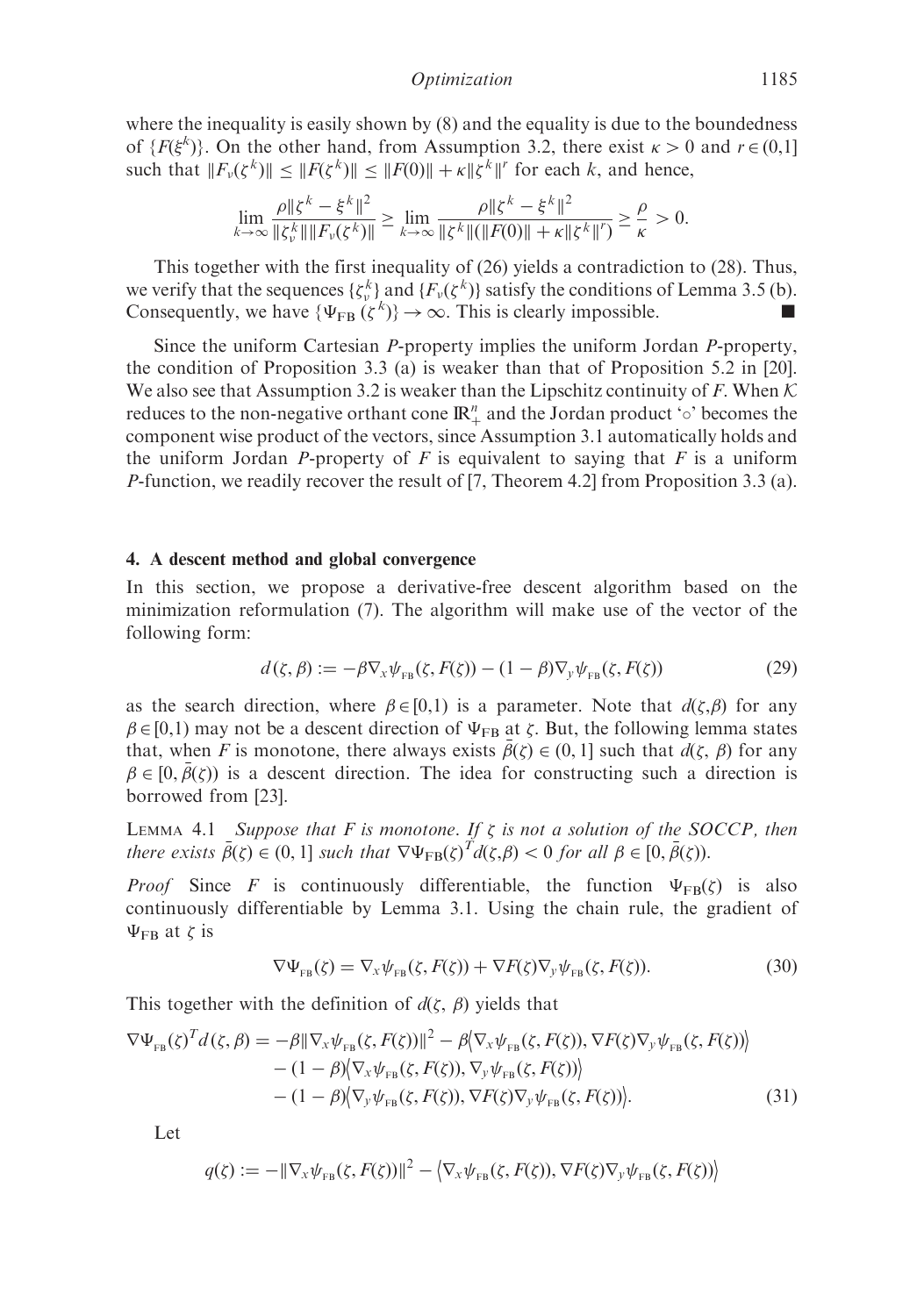where the inequality is easily shown by (8) and the equality is due to the boundedness of $\{F(\xi^k)\}$. On the other hand, from Assumption 3.2, there exist $\kappa > 0$ and $r \in (0,1]$ such that $\|F_\nu(\zeta^k)\| \leq \|F(\zeta^k)\| \leq \|F(0)\| + \kappa\|\zeta^k\|^r$ for each $k$, and hence,

$$\lim_{k\to\infty} \frac{\rho\|\zeta^k - \xi^k\|^2}{\|\zeta_\nu^k\|\|F_\nu(\zeta^k)\|} \geq \lim_{k\to\infty} \frac{\rho\|\zeta^k - \xi^k\|^2}{\|\zeta^k\|(\|F(0)\| + \kappa\|\zeta^k\|^r)} \geq \frac{\rho}{\kappa} > 0.$$

This together with the first inequality of (26) yields a contradiction to (28). Thus, we verify that the sequences $\{\zeta_\nu^k\}$ and $\{F_\nu(\zeta^k)\}$ satisfy the conditions of Lemma 3.5 (b). Consequently, we have $\{\Psi_{\rm FB}(\zeta^k)\} \to \infty$. This is clearly impossible. ■

Since the uniform Cartesian $P$-property implies the uniform Jordan $P$-property, the condition of Proposition 3.3 (a) is weaker than that of Proposition 5.2 in [20]. We also see that Assumption 3.2 is weaker than the Lipschitz continuity of $F$. When $\mathcal{K}$ reduces to the non-negative orthant cone $\mathbb{R}_+^n$ and the Jordan product '$\circ$' becomes the component wise product of the vectors, since Assumption 3.1 automatically holds and the uniform Jordan $P$-property of $F$ is equivalent to saying that $F$ is a uniform $P$-function, we readily recover the result of [7, Theorem 4.2] from Proposition 3.3 (a).

## 4. A descent method and global convergence

In this section, we propose a derivative-free descent algorithm based on the minimization reformulation (7). The algorithm will make use of the vector of the following form:

$$d(\zeta,\beta) := -\beta\nabla_x\psi_{\rm FB}(\zeta, F(\zeta)) - (1-\beta)\nabla_y\psi_{\rm FB}(\zeta, F(\zeta)) \tag{29}$$

as the search direction, where $\beta \in [0,1)$ is a parameter. Note that $d(\zeta,\beta)$ for any $\beta \in [0,1)$ may not be a descent direction of $\Psi_{\rm FB}$ at $\zeta$. But, the following lemma states that, when $F$ is monotone, there always exists $\bar{\beta}(\zeta) \in (0,1]$ such that $d(\zeta,\beta)$ for any $\beta \in [0, \bar{\beta}(\zeta))$ is a descent direction. The idea for constructing such a direction is borrowed from [23].

Lemma 4.1 *Suppose that $F$ is monotone. If $\zeta$ is not a solution of the SOCCP, then there exists $\bar{\beta}(\zeta) \in (0,1]$ such that $\nabla\Psi_{\rm FB}(\zeta)^T d(\zeta,\beta) < 0$ for all $\beta \in [0, \bar{\beta}(\zeta))$.*

*Proof* Since $F$ is continuously differentiable, the function $\Psi_{\rm FB}(\zeta)$ is also continuously differentiable by Lemma 3.1. Using the chain rule, the gradient of $\Psi_{\rm FB}$ at $\zeta$ is

$$\nabla\Psi_{\rm FB}(\zeta) = \nabla_x\psi_{\rm FB}(\zeta, F(\zeta)) + \nabla F(\zeta)\nabla_y\psi_{\rm FB}(\zeta, F(\zeta)). \tag{30}$$

This together with the definition of $d(\zeta,\beta)$ yields that

$$\begin{aligned}
\nabla\Psi_{\rm FB}(\zeta)^T d(\zeta,\beta) = &-\beta\|\nabla_x\psi_{\rm FB}(\zeta, F(\zeta))\|^2 - \beta\langle\nabla_x\psi_{\rm FB}(\zeta, F(\zeta)), \nabla F(\zeta)\nabla_y\psi_{\rm FB}(\zeta, F(\zeta))\rangle \\
&- (1-\beta)\langle\nabla_x\psi_{\rm FB}(\zeta, F(\zeta)), \nabla_y\psi_{\rm FB}(\zeta, F(\zeta))\rangle \\
&- (1-\beta)\langle\nabla_y\psi_{\rm FB}(\zeta, F(\zeta)), \nabla F(\zeta)\nabla_y\psi_{\rm FB}(\zeta, F(\zeta))\rangle.
\end{aligned} \tag{31}$$

Let

$$q(\zeta) := -\|\nabla_x\psi_{\rm FB}(\zeta, F(\zeta))\|^2 - \langle\nabla_x\psi_{\rm FB}(\zeta, F(\zeta)), \nabla F(\zeta)\nabla_y\psi_{\rm FB}(\zeta, F(\zeta))\rangle$$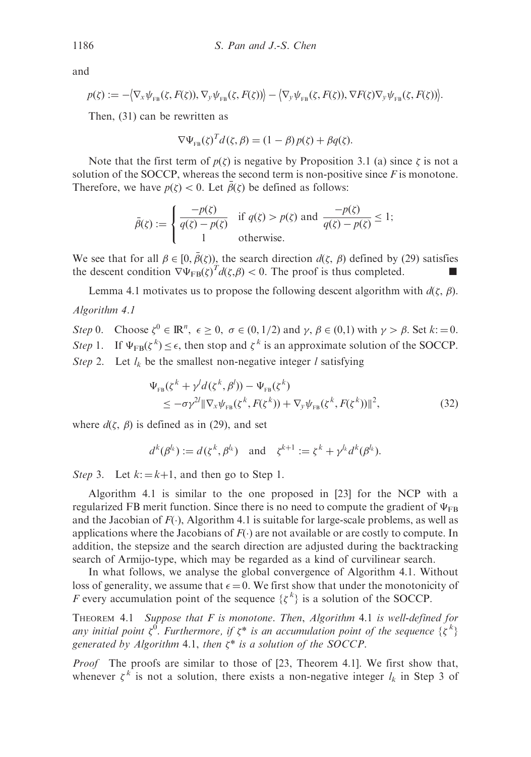and

$$p(\zeta) := -\langle \nabla_x \psi_{\rm FB}(\zeta, F(\zeta)), \nabla_y \psi_{\rm FB}(\zeta, F(\zeta)) \rangle - \langle \nabla_y \psi_{\rm FB}(\zeta, F(\zeta)), \nabla F(\zeta) \nabla_y \psi_{\rm FB}(\zeta, F(\zeta)) \rangle.$$

Then, (31) can be rewritten as

$$\nabla \Psi_{\rm FB}(\zeta)^T d(\zeta, \beta) = (1-\beta) p(\zeta) + \beta q(\zeta).$$

Note that the first term of $p(\zeta)$ is negative by Proposition 3.1 (a) since $\zeta$ is not a solution of the SOCCP, whereas the second term is non-positive since $F$ is monotone. Therefore, we have $p(\zeta) < 0$. Let $\bar{\beta}(\zeta)$ be defined as follows:

$$\bar{\beta}(\zeta) := \begin{cases} \dfrac{-p(\zeta)}{q(\zeta) - p(\zeta)} & \text{if } q(\zeta) > p(\zeta) \text{ and } \dfrac{-p(\zeta)}{q(\zeta) - p(\zeta)} \leq 1; \\ 1 & \text{otherwise.} \end{cases}$$

We see that for all $\beta \in [0, \bar{\beta}(\zeta))$, the search direction $d(\zeta, \beta)$ defined by (29) satisfies the descent condition $\nabla \Psi_{\rm FB}(\zeta)^T d(\zeta, \beta) < 0$. The proof is thus completed. ∎

Lemma 4.1 motivates us to propose the following descent algorithm with $d(\zeta, \beta)$.

*Algorithm 4.1*

*Step* 0. Choose $\zeta^0 \in \mathbb{R}^n$, $\epsilon \geq 0$, $\sigma \in (0, 1/2)$ and $\gamma, \beta \in (0,1)$ with $\gamma > \beta$. Set $k := 0$.

*Step* 1. If $\Psi_{\rm FB}(\zeta^k) \leq \epsilon$, then stop and $\zeta^k$ is an approximate solution of the SOCCP.

*Step* 2. Let $l_k$ be the smallest non-negative integer $l$ satisfying

$$\begin{aligned} &\Psi_{\rm FB}(\zeta^k + \gamma^l d(\zeta^k, \beta^l)) - \Psi_{\rm FB}(\zeta^k) \\ &\quad \leq -\sigma \gamma^{2l} \| \nabla_x \psi_{\rm FB}(\zeta^k, F(\zeta^k)) + \nabla_y \psi_{\rm FB}(\zeta^k, F(\zeta^k)) \|^2, \end{aligned} \tag{32}$$

where $d(\zeta, \beta)$ is defined as in (29), and set

$$d^k(\beta^{l_k}) := d(\zeta^k, \beta^{l_k}) \quad \text{and} \quad \zeta^{k+1} := \zeta^k + \gamma^{l_k} d^k(\beta^{l_k}).$$

*Step* 3. Let $k := k+1$, and then go to Step 1.

Algorithm 4.1 is similar to the one proposed in [23] for the NCP with a regularized FB merit function. Since there is no need to compute the gradient of $\Psi_{\rm FB}$ and the Jacobian of $F(\cdot)$, Algorithm 4.1 is suitable for large-scale problems, as well as applications where the Jacobians of $F(\cdot)$ are not available or are costly to compute. In addition, the stepsize and the search direction are adjusted during the backtracking search of Armijo-type, which may be regarded as a kind of curvilinear search.

In what follows, we analyse the global convergence of Algorithm 4.1. Without loss of generality, we assume that $\epsilon = 0$. We first show that under the monotonicity of $F$ every accumulation point of the sequence $\{\zeta^k\}$ is a solution of the SOCCP.

Theorem 4.1 *Suppose that $F$ is monotone. Then, Algorithm 4.1 is well-defined for any initial point $\zeta^0$. Furthermore, if $\zeta^*$ is an accumulation point of the sequence $\{\zeta^k\}$ generated by Algorithm 4.1, then $\zeta^*$ is a solution of the SOCCP.*

*Proof* The proofs are similar to those of [23, Theorem 4.1]. We first show that, whenever $\zeta^k$ is not a solution, there exists a non-negative integer $l_k$ in Step 3 of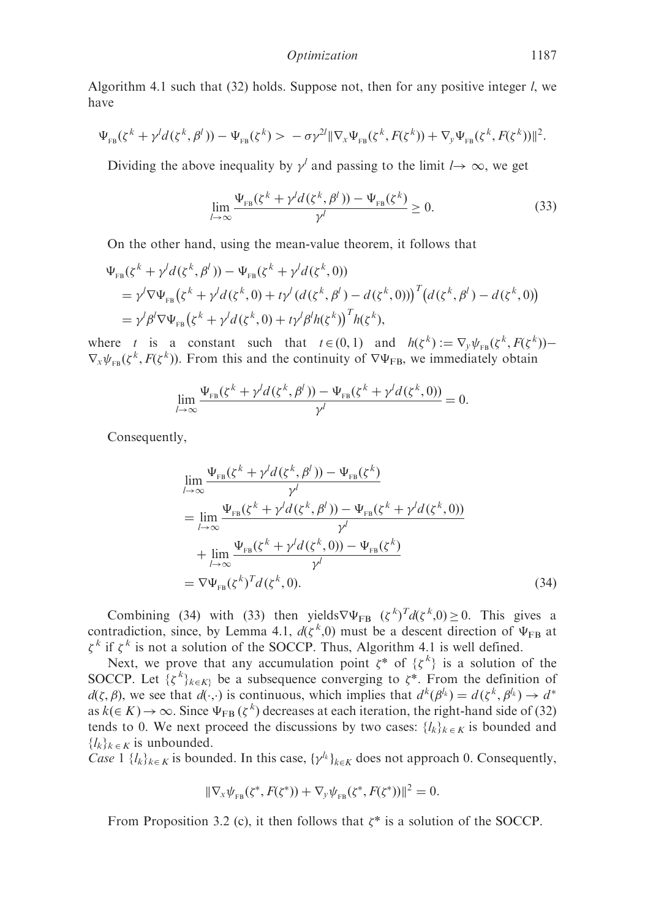Algorithm 4.1 such that (32) holds. Suppose not, then for any positive integer $l$, we have

$$\Psi_{\rm FB}(\zeta^k + \gamma^l d(\zeta^k, \beta^l)) - \Psi_{\rm FB}(\zeta^k) > -\sigma\gamma^{2l}\|\nabla_x \Psi_{\rm FB}(\zeta^k, F(\zeta^k)) + \nabla_y \Psi_{\rm FB}(\zeta^k, F(\zeta^k))\|^2.$$

Dividing the above inequality by $\gamma^l$ and passing to the limit $l \to \infty$, we get

$$\lim_{l\to\infty} \frac{\Psi_{\rm FB}(\zeta^k + \gamma^l d(\zeta^k, \beta^l)) - \Psi_{\rm FB}(\zeta^k)}{\gamma^l} \geq 0. \tag{33}$$

On the other hand, using the mean-value theorem, it follows that

$$\begin{aligned}
&\Psi_{\rm FB}(\zeta^k + \gamma^l d(\zeta^k, \beta^l)) - \Psi_{\rm FB}(\zeta^k + \gamma^l d(\zeta^k, 0)) \\
&= \gamma^l \nabla\Psi_{\rm FB}\big(\zeta^k + \gamma^l d(\zeta^k, 0) + t\gamma^l (d(\zeta^k, \beta^l) - d(\zeta^k, 0))\big)^T \big(d(\zeta^k, \beta^l) - d(\zeta^k, 0)\big) \\
&= \gamma^l \beta^l \nabla\Psi_{\rm FB}\big(\zeta^k + \gamma^l d(\zeta^k, 0) + t\gamma^l \beta^l h(\zeta^k)\big)^T h(\zeta^k),
\end{aligned}$$

where $t$ is a constant such that $t \in (0, 1)$ and $h(\zeta^k) := \nabla_y \psi_{\rm FB}(\zeta^k, F(\zeta^k)) - \nabla_x \psi_{\rm FB}(\zeta^k, F(\zeta^k))$. From this and the continuity of $\nabla\Psi_{\rm FB}$, we immediately obtain

$$\lim_{l\to\infty} \frac{\Psi_{\rm FB}(\zeta^k + \gamma^l d(\zeta^k, \beta^l)) - \Psi_{\rm FB}(\zeta^k + \gamma^l d(\zeta^k, 0))}{\gamma^l} = 0.$$

Consequently,

$$\begin{aligned}
&\lim_{l\to\infty} \frac{\Psi_{\rm FB}(\zeta^k + \gamma^l d(\zeta^k, \beta^l)) - \Psi_{\rm FB}(\zeta^k)}{\gamma^l} \\
&= \lim_{l\to\infty} \frac{\Psi_{\rm FB}(\zeta^k + \gamma^l d(\zeta^k, \beta^l)) - \Psi_{\rm FB}(\zeta^k + \gamma^l d(\zeta^k, 0))}{\gamma^l} \\
&\quad + \lim_{l\to\infty} \frac{\Psi_{\rm FB}(\zeta^k + \gamma^l d(\zeta^k, 0)) - \Psi_{\rm FB}(\zeta^k)}{\gamma^l} \\
&= \nabla\Psi_{\rm FB}(\zeta^k)^T d(\zeta^k, 0).
\end{aligned} \tag{34}$$

Combining (34) with (33) then yields $\nabla\Psi_{\rm FB}(\zeta^k)^T d(\zeta^k, 0) \geq 0$. This gives a contradiction, since, by Lemma 4.1, $d(\zeta^k, 0)$ must be a descent direction of $\Psi_{\rm FB}$ at $\zeta^k$ if $\zeta^k$ is not a solution of the SOCCP. Thus, Algorithm 4.1 is well defined.

Next, we prove that any accumulation point $\zeta^*$ of $\{\zeta^k\}$ is a solution of the SOCCP. Let $\{\zeta^k\}_{k\in K}$ be a subsequence converging to $\zeta^*$. From the definition of $d(\zeta, \beta)$, we see that $d(\cdot,\cdot)$ is continuous, which implies that $d^k(\beta^{l_k}) = d(\zeta^k, \beta^{l_k}) \to d^*$ as $k (\in K) \to \infty$. Since $\Psi_{\rm FB}(\zeta^k)$ decreases at each iteration, the right-hand side of (32) tends to 0. We next proceed the discussions by two cases: $\{l_k\}_{k\in K}$ is bounded and $\{l_k\}_{k\in K}$ is unbounded.

*Case* 1 $\{l_k\}_{k\in K}$ is bounded. In this case, $\{\gamma^{l_k}\}_{k\in K}$ does not approach 0. Consequently,

$$\|\nabla_x \psi_{\rm FB}(\zeta^*, F(\zeta^*)) + \nabla_y \psi_{\rm FB}(\zeta^*, F(\zeta^*))\|^2 = 0.$$

From Proposition 3.2 (c), it then follows that $\zeta^*$ is a solution of the SOCCP.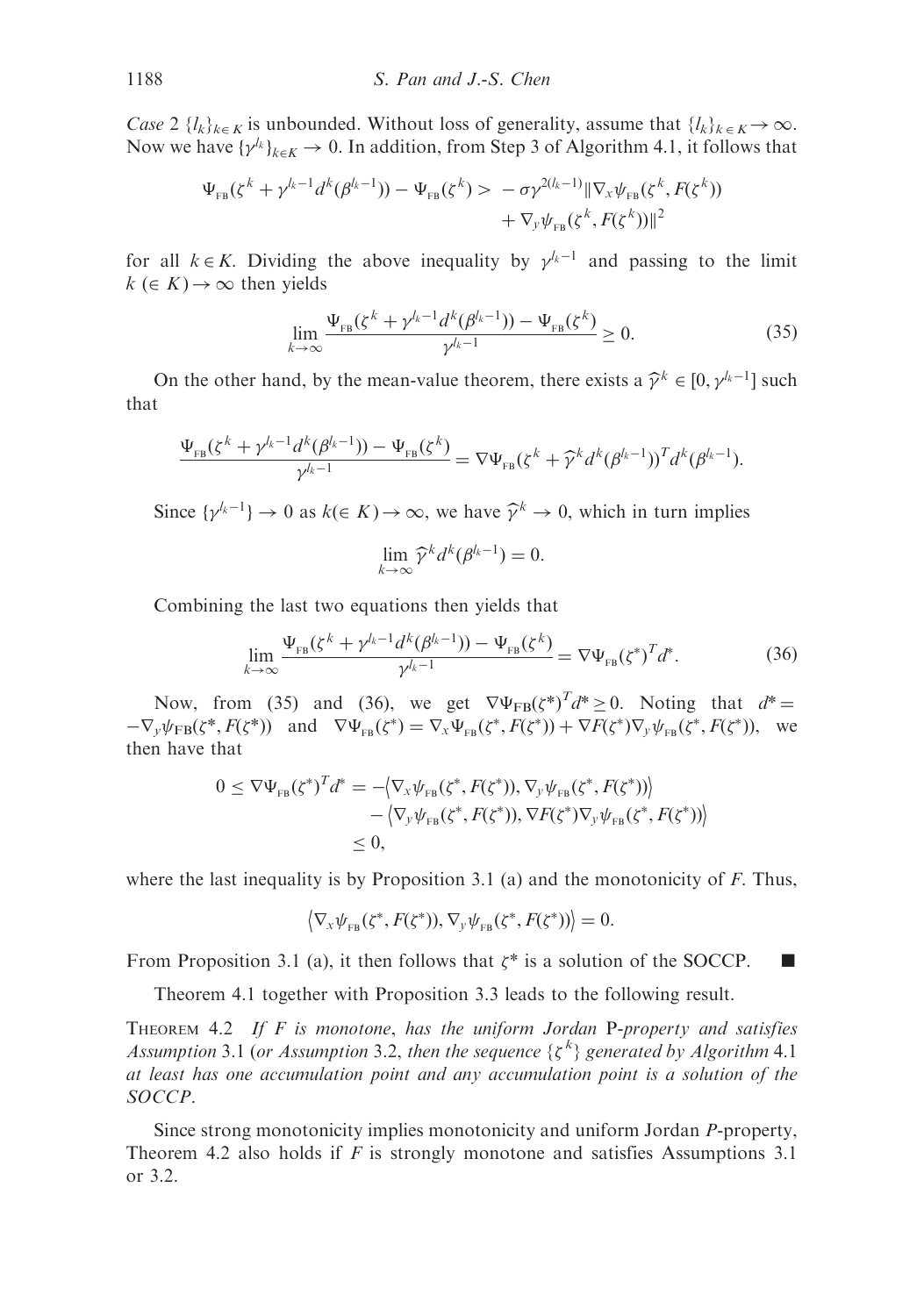*Case* 2 $\{l_k\}_{k\in K}$ is unbounded. Without loss of generality, assume that $\{l_k\}_{k\in K}\to\infty$. Now we have $\{\gamma^{l_k}\}_{k\in K}\to 0$. In addition, from Step 3 of Algorithm 4.1, it follows that

$$\Psi_{\rm FB}(\zeta^k+\gamma^{l_k-1}d^k(\beta^{l_k-1}))-\Psi_{\rm FB}(\zeta^k) > -\sigma\gamma^{2(l_k-1)}\|\nabla_x\psi_{\rm FB}(\zeta^k,F(\zeta^k)) + \nabla_y\psi_{\rm FB}(\zeta^k,F(\zeta^k))\|^2$$

for all $k\in K$. Dividing the above inequality by $\gamma^{l_k-1}$ and passing to the limit $k\ (\in K)\to\infty$ then yields

$$\lim_{k\to\infty}\frac{\Psi_{\rm FB}(\zeta^k+\gamma^{l_k-1}d^k(\beta^{l_k-1}))-\Psi_{\rm FB}(\zeta^k)}{\gamma^{l_k-1}}\geq 0. \tag{35}$$

On the other hand, by the mean-value theorem, there exists a $\widehat{\gamma}^k\in[0,\gamma^{l_k-1}]$ such that

$$\frac{\Psi_{\rm FB}(\zeta^k+\gamma^{l_k-1}d^k(\beta^{l_k-1}))-\Psi_{\rm FB}(\zeta^k)}{\gamma^{l_k-1}}=\nabla\Psi_{\rm FB}(\zeta^k+\widehat{\gamma}^k d^k(\beta^{l_k-1}))^T d^k(\beta^{l_k-1}).$$

Since $\{\gamma^{l_k-1}\}\to 0$ as $k(\in K)\to\infty$, we have $\widehat{\gamma}^k\to 0$, which in turn implies

$$\lim_{k\to\infty}\widehat{\gamma}^k d^k(\beta^{l_k-1})=0.$$

Combining the last two equations then yields that

$$\lim_{k\to\infty}\frac{\Psi_{\rm FB}(\zeta^k+\gamma^{l_k-1}d^k(\beta^{l_k-1}))-\Psi_{\rm FB}(\zeta^k)}{\gamma^{l_k-1}}=\nabla\Psi_{\rm FB}(\zeta^*)^T d^*. \tag{36}$$

Now, from (35) and (36), we get $\nabla\Psi_{\rm FB}(\zeta^*)^T d^*\geq 0$. Noting that $d^*=-\nabla_y\psi_{\rm FB}(\zeta^*,F(\zeta^*))$ and $\nabla\Psi_{\rm FB}(\zeta^*)=\nabla_x\Psi_{\rm FB}(\zeta^*,F(\zeta^*))+\nabla F(\zeta^*)\nabla_y\psi_{\rm FB}(\zeta^*,F(\zeta^*))$, we then have that

$$\begin{aligned}0\leq\nabla\Psi_{\rm FB}(\zeta^*)^T d^* &= -\left\langle\nabla_x\psi_{\rm FB}(\zeta^*,F(\zeta^*)),\nabla_y\psi_{\rm FB}(\zeta^*,F(\zeta^*))\right\rangle\\ &\quad -\left\langle\nabla_y\psi_{\rm FB}(\zeta^*,F(\zeta^*)),\nabla F(\zeta^*)\nabla_y\psi_{\rm FB}(\zeta^*,F(\zeta^*))\right\rangle\\ &\leq 0,\end{aligned}$$

where the last inequality is by Proposition 3.1 (a) and the monotonicity of $F$. Thus,

$$\left\langle\nabla_x\psi_{\rm FB}(\zeta^*,F(\zeta^*)),\nabla_y\psi_{\rm FB}(\zeta^*,F(\zeta^*))\right\rangle=0.$$

From Proposition 3.1 (a), it then follows that $\zeta^*$ is a solution of the SOCCP. ∎

Theorem 4.1 together with Proposition 3.3 leads to the following result.

THEOREM 4.2 *If $F$ is monotone, has the uniform Jordan* P*-property and satisfies Assumption* 3.1 (*or Assumption* 3.2, *then the sequence $\{\zeta^k\}$ generated by Algorithm* 4.1 *at least has one accumulation point and any accumulation point is a solution of the SOCCP.*

Since strong monotonicity implies monotonicity and uniform Jordan $P$-property, Theorem 4.2 also holds if $F$ is strongly monotone and satisfies Assumptions 3.1 or 3.2.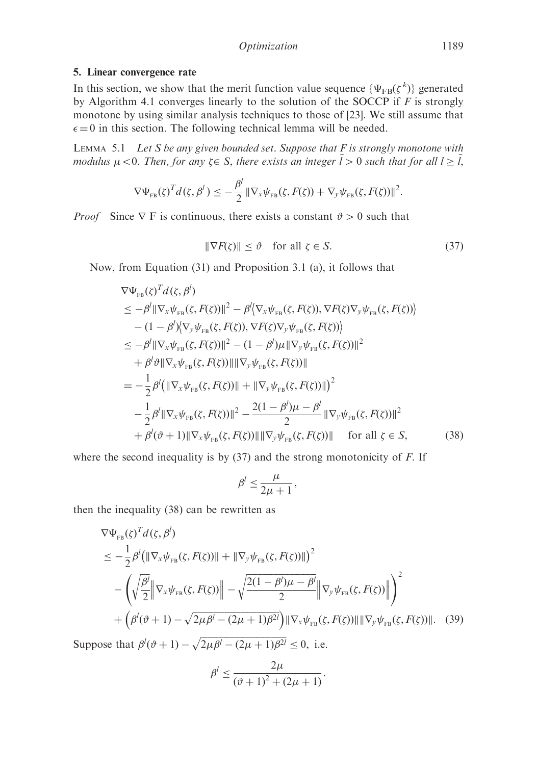## 5. Linear convergence rate

In this section, we show that the merit function value sequence $\{\Psi_{\mathrm{FB}}(\zeta^k)\}$ generated by Algorithm 4.1 converges linearly to the solution of the SOCCP if $F$ is strongly monotone by using similar analysis techniques to those of [23]. We still assume that $\epsilon = 0$ in this section. The following technical lemma will be needed.

LEMMA 5.1 *Let $S$ be any given bounded set. Suppose that $F$ is strongly monotone with modulus $\mu < 0$. Then, for any $\zeta \in S$, there exists an integer $\bar{l} > 0$ such that for all $l \geq \bar{l}$,*

$$\nabla \Psi_{\mathrm{FB}}(\zeta)^T d(\zeta, \beta^l) \leq -\frac{\beta^l}{2} \|\nabla_x \psi_{\mathrm{FB}}(\zeta, F(\zeta)) + \nabla_y \psi_{\mathrm{FB}}(\zeta, F(\zeta))\|^2.$$

*Proof* Since $\nabla$ F is continuous, there exists a constant $\vartheta > 0$ such that

$$\|\nabla F(\zeta)\| \leq \vartheta \quad \text{for all } \zeta \in S. \tag{37}$$

Now, from Equation (31) and Proposition 3.1 (a), it follows that

$$\begin{aligned}
&\nabla \Psi_{\mathrm{FB}}(\zeta)^T d(\zeta, \beta^l) \\
&\leq -\beta^l \|\nabla_x \psi_{\mathrm{FB}}(\zeta, F(\zeta))\|^2 - \beta^l \big\langle \nabla_x \psi_{\mathrm{FB}}(\zeta, F(\zeta)), \nabla F(\zeta) \nabla_y \psi_{\mathrm{FB}}(\zeta, F(\zeta)) \big\rangle \\
&\quad - (1 - \beta^l) \big\langle \nabla_y \psi_{\mathrm{FB}}(\zeta, F(\zeta)), \nabla F(\zeta) \nabla_y \psi_{\mathrm{FB}}(\zeta, F(\zeta)) \big\rangle \\
&\leq -\beta^l \|\nabla_x \psi_{\mathrm{FB}}(\zeta, F(\zeta))\|^2 - (1 - \beta^l)\mu \|\nabla_y \psi_{\mathrm{FB}}(\zeta, F(\zeta))\|^2 \\
&\quad + \beta^l \vartheta \|\nabla_x \psi_{\mathrm{FB}}(\zeta, F(\zeta))\| \|\nabla_y \psi_{\mathrm{FB}}(\zeta, F(\zeta))\| \\
&= -\frac{1}{2}\beta^l \big( \|\nabla_x \psi_{\mathrm{FB}}(\zeta, F(\zeta))\| + \|\nabla_y \psi_{\mathrm{FB}}(\zeta, F(\zeta))\| \big)^2 \\
&\quad - \frac{1}{2}\beta^l \|\nabla_x \psi_{\mathrm{FB}}(\zeta, F(\zeta))\|^2 - \frac{2(1 - \beta^l)\mu - \beta^l}{2} \|\nabla_y \psi_{\mathrm{FB}}(\zeta, F(\zeta))\|^2 \\
&\quad + \beta^l(\vartheta + 1) \|\nabla_x \psi_{\mathrm{FB}}(\zeta, F(\zeta))\| \|\nabla_y \psi_{\mathrm{FB}}(\zeta, F(\zeta))\| \quad \text{ for all } \zeta \in S,
\end{aligned} \tag{38}$$

where the second inequality is by (37) and the strong monotonicity of $F$. If

$$\beta^l \leq \frac{\mu}{2\mu + 1},$$

then the inequality (38) can be rewritten as

$$\begin{aligned}
&\nabla \Psi_{\mathrm{FB}}(\zeta)^T d(\zeta, \beta^l) \\
&\leq -\frac{1}{2}\beta^l \big( \|\nabla_x \psi_{\mathrm{FB}}(\zeta, F(\zeta))\| + \|\nabla_y \psi_{\mathrm{FB}}(\zeta, F(\zeta))\| \big)^2 \\
&\quad - \left( \sqrt{\frac{\beta^l}{2}} \Big\| \nabla_x \psi_{\mathrm{FB}}(\zeta, F(\zeta)) \Big\| - \sqrt{\frac{2(1 - \beta^l)\mu - \beta^l}{2}} \Big\| \nabla_y \psi_{\mathrm{FB}}(\zeta, F(\zeta)) \Big\| \right)^2 \\
&\quad + \Big( \beta^l(\vartheta + 1) - \sqrt{2\mu\beta^l - (2\mu + 1)\beta^{2l}} \Big) \|\nabla_x \psi_{\mathrm{FB}}(\zeta, F(\zeta))\| \|\nabla_y \psi_{\mathrm{FB}}(\zeta, F(\zeta))\|.
\end{aligned} \tag{39}$$

Suppose that $\beta^l(\vartheta + 1) - \sqrt{2\mu\beta^l - (2\mu + 1)\beta^{2l}} \leq 0$, i.e.

$$\beta^l \leq \frac{2\mu}{(\vartheta + 1)^2 + (2\mu + 1)}.$$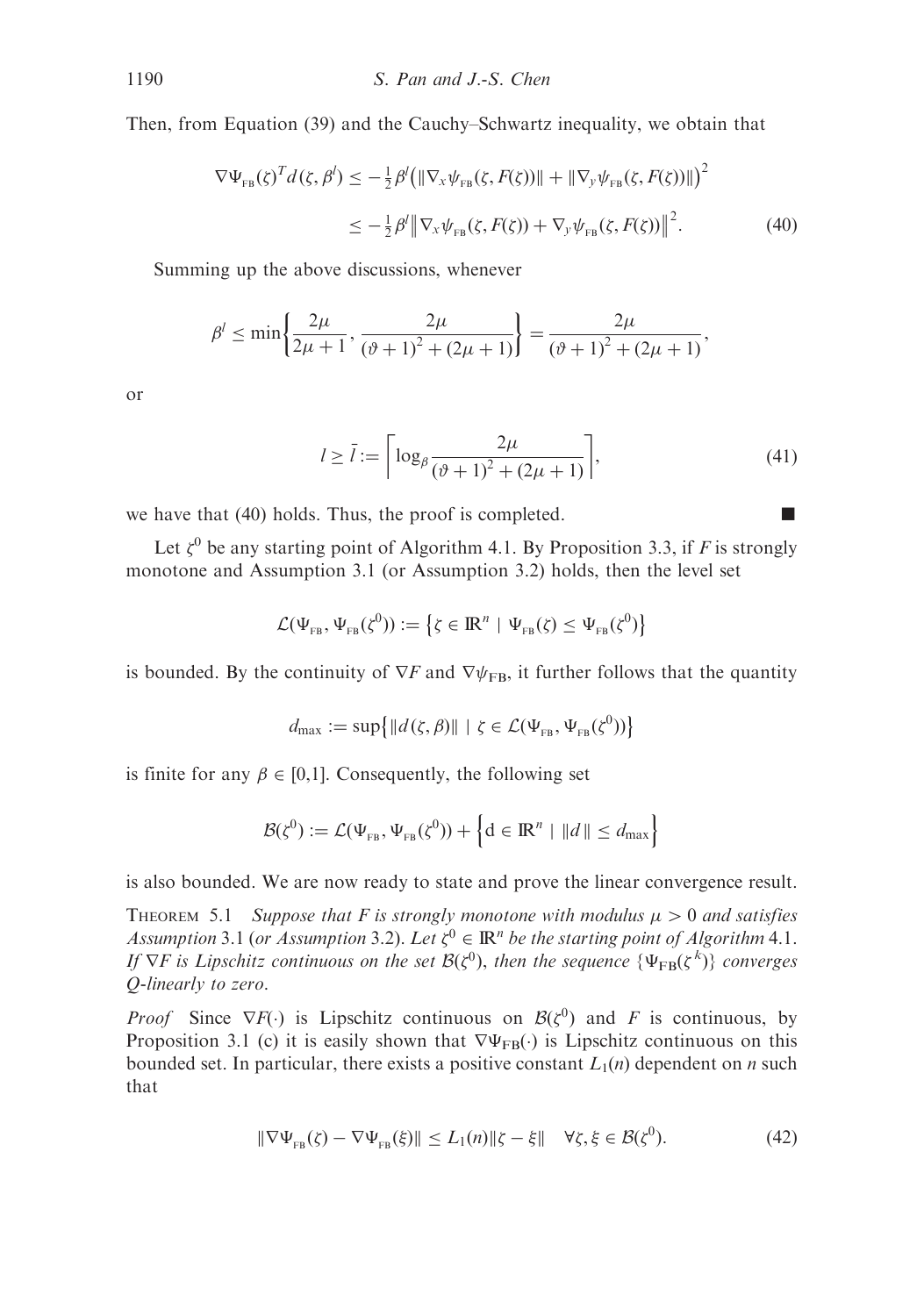Then, from Equation (39) and the Cauchy–Schwartz inequality, we obtain that

$$
\begin{aligned}
\nabla \Psi_{\rm FB}(\zeta)^T d(\zeta, \beta^l) &\leq -\tfrac{1}{2}\beta^l \big(\|\nabla_x \psi_{\rm FB}(\zeta, F(\zeta))\| + \|\nabla_y \psi_{\rm FB}(\zeta, F(\zeta))\|\big)^2 \\
&\leq -\tfrac{1}{2}\beta^l \big\|\nabla_x \psi_{\rm FB}(\zeta, F(\zeta)) + \nabla_y \psi_{\rm FB}(\zeta, F(\zeta))\big\|^2. \qquad (40)
\end{aligned}
$$

Summing up the above discussions, whenever

$$
\beta^l \leq \min\left\{\frac{2\mu}{2\mu+1}, \frac{2\mu}{(\vartheta+1)^2 + (2\mu+1)}\right\} = \frac{2\mu}{(\vartheta+1)^2 + (2\mu+1)},
$$

or

$$
l \geq \bar{l} := \left\lceil \log_\beta \frac{2\mu}{(\vartheta+1)^2 + (2\mu+1)} \right\rceil, \qquad (41)
$$

we have that (40) holds. Thus, the proof is completed. ■

Let $\zeta^0$ be any starting point of Algorithm 4.1. By Proposition 3.3, if $F$ is strongly monotone and Assumption 3.1 (or Assumption 3.2) holds, then the level set

$$
\mathcal{L}(\Psi_{\rm FB}, \Psi_{\rm FB}(\zeta^0)) := \left\{\zeta \in \mathbb{R}^n \mid \Psi_{\rm FB}(\zeta) \leq \Psi_{\rm FB}(\zeta^0)\right\}
$$

is bounded. By the continuity of $\nabla F$ and $\nabla \psi_{\rm FB}$, it further follows that the quantity

$$
d_{\max} := \sup\left\{\|d(\zeta, \beta)\| \mid \zeta \in \mathcal{L}(\Psi_{\rm FB}, \Psi_{\rm FB}(\zeta^0))\right\}
$$

is finite for any $\beta \in [0,1]$. Consequently, the following set

$$
\mathcal{B}(\zeta^0) := \mathcal{L}(\Psi_{\rm FB}, \Psi_{\rm FB}(\zeta^0)) + \left\{d \in \mathbb{R}^n \mid \|d\| \leq d_{\max}\right\}
$$

is also bounded. We are now ready to state and prove the linear convergence result.

THEOREM 5.1 *Suppose that $F$ is strongly monotone with modulus $\mu > 0$ and satisfies Assumption 3.1 (or Assumption 3.2). Let $\zeta^0 \in \mathbb{R}^n$ be the starting point of Algorithm 4.1. If $\nabla F$ is Lipschitz continuous on the set $\mathcal{B}(\zeta^0)$, then the sequence $\{\Psi_{\rm FB}(\zeta^k)\}$ converges Q-linearly to zero.*

*Proof* Since $\nabla F(\cdot)$ is Lipschitz continuous on $\mathcal{B}(\zeta^0)$ and $F$ is continuous, by Proposition 3.1 (c) it is easily shown that $\nabla \Psi_{\rm FB}(\cdot)$ is Lipschitz continuous on this bounded set. In particular, there exists a positive constant $L_1(n)$ dependent on $n$ such that

$$
\|\nabla \Psi_{\rm FB}(\zeta) - \nabla \Psi_{\rm FB}(\xi)\| \leq L_1(n)\|\zeta - \xi\| \quad \forall \zeta, \xi \in \mathcal{B}(\zeta^0). \qquad (42)
$$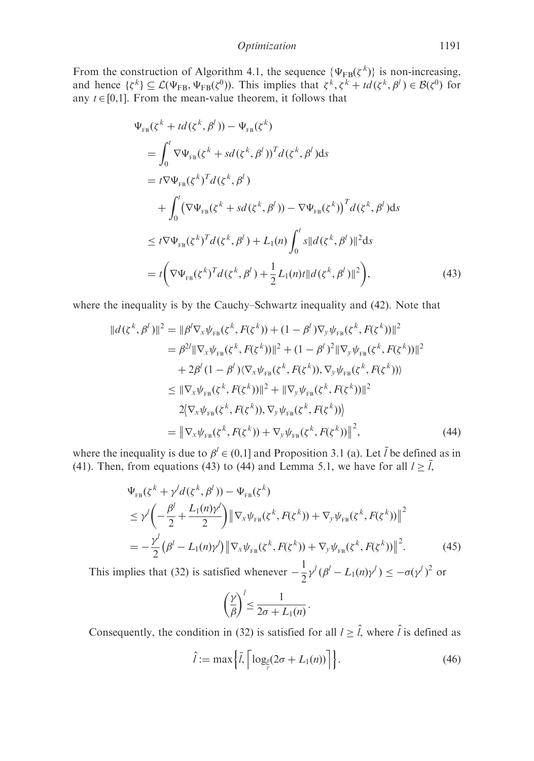From the construction of Algorithm 4.1, the sequence $\{\Psi_{\rm FB}(\zeta^k)\}$ is non-increasing, and hence $\{\zeta^k\} \subseteq \mathcal{L}(\Psi_{\rm FB}, \Psi_{\rm FB}(\zeta^0))$. This implies that $\zeta^k, \zeta^k + td(\zeta^k, \beta^l) \in \mathcal{B}(\zeta^0)$ for any $t \in [0,1]$. From the mean-value theorem, it follows that

$$
\begin{aligned}
&\Psi_{\rm FB}(\zeta^k + td(\zeta^k, \beta^l)) - \Psi_{\rm FB}(\zeta^k) \\
&= \int_0^t \nabla \Psi_{\rm FB}(\zeta^k + sd(\zeta^k, \beta^l))^T d(\zeta^k, \beta^l) \mathrm{d}s \\
&= t \nabla \Psi_{\rm FB}(\zeta^k)^T d(\zeta^k, \beta^l) \\
&\quad + \int_0^t \left( \nabla \Psi_{\rm FB}(\zeta^k + sd(\zeta^k, \beta^l)) - \nabla \Psi_{\rm FB}(\zeta^k) \right)^T d(\zeta^k, \beta^l) \mathrm{d}s \\
&\leq t \nabla \Psi_{\rm FB}(\zeta^k)^T d(\zeta^k, \beta^l) + L_1(n) \int_0^t s \| d(\zeta^k, \beta^l) \|^2 \mathrm{d}s \\
&= t \left( \nabla \Psi_{\rm FB}(\zeta^k)^T d(\zeta^k, \beta^l) + \frac{1}{2} L_1(n) t \| d(\zeta^k, \beta^l) \|^2 \right), \qquad (43)
\end{aligned}
$$

where the inequality is by the Cauchy–Schwartz inequality and (42). Note that

$$
\begin{aligned}
\| d(\zeta^k, \beta^l) \|^2 &= \| \beta^l \nabla_x \psi_{\rm FB}(\zeta^k, F(\zeta^k)) + (1 - \beta^l) \nabla_y \psi_{\rm FB}(\zeta^k, F(\zeta^k)) \|^2 \\
&= \beta^{2l} \| \nabla_x \psi_{\rm FB}(\zeta^k, F(\zeta^k)) \|^2 + (1 - \beta^l)^2 \| \nabla_y \psi_{\rm FB}(\zeta^k, F(\zeta^k)) \|^2 \\
&\quad + 2\beta^l (1 - \beta^l) \langle \nabla_x \psi_{\rm FB}(\zeta^k, F(\zeta^k)), \nabla_y \psi_{\rm FB}(\zeta^k, F(\zeta^k)) \rangle \\
&\leq \| \nabla_x \psi_{\rm FB}(\zeta^k, F(\zeta^k)) \|^2 + \| \nabla_y \psi_{\rm FB}(\zeta^k, F(\zeta^k)) \|^2 \\
&\quad 2 \langle \nabla_x \psi_{\rm FB}(\zeta^k, F(\zeta^k)), \nabla_y \psi_{\rm FB}(\zeta^k, F(\zeta^k)) \rangle \\
&= \left\| \nabla_x \psi_{\rm FB}(\zeta^k, F(\zeta^k)) + \nabla_y \psi_{\rm FB}(\zeta^k, F(\zeta^k)) \right\|^2, \qquad (44)
\end{aligned}
$$

where the inequality is due to $\beta^l \in (0,1]$ and Proposition 3.1 (a). Let $\bar{l}$ be defined as in (41). Then, from equations (43) to (44) and Lemma 5.1, we have for all $l \geq \bar{l}$,

$$
\begin{aligned}
&\Psi_{\rm FB}(\zeta^k + \gamma^l d(\zeta^k, \beta^l)) - \Psi_{\rm FB}(\zeta^k) \\
&\leq \gamma^l \left( -\frac{\beta^l}{2} + \frac{L_1(n)\gamma^l}{2} \right) \left\| \nabla_x \psi_{\rm FB}(\zeta^k, F(\zeta^k)) + \nabla_y \psi_{\rm FB}(\zeta^k, F(\zeta^k)) \right\|^2 \\
&= -\frac{\gamma^l}{2} \left( \beta^l - L_1(n)\gamma^l \right) \left\| \nabla_x \psi_{\rm FB}(\zeta^k, F(\zeta^k)) + \nabla_y \psi_{\rm FB}(\zeta^k, F(\zeta^k)) \right\|^2. \qquad (45)
\end{aligned}
$$

This implies that (32) is satisfied whenever $-\frac{1}{2}\gamma^l(\beta^l - L_1(n)\gamma^l) \leq -\sigma(\gamma^l)^2$ or

$$
\left( \frac{\gamma}{\beta} \right)^l \leq \frac{1}{2\sigma + L_1(n)}.
$$

Consequently, the condition in (32) is satisfied for all $l \geq \hat{l}$, where $\hat{l}$ is defined as

$$
\hat{l} := \max \left\{ \bar{l}, \left\lceil \log_{\frac{\beta}{\gamma}}(2\sigma + L_1(n)) \right\rceil \right\}. \qquad (46)
$$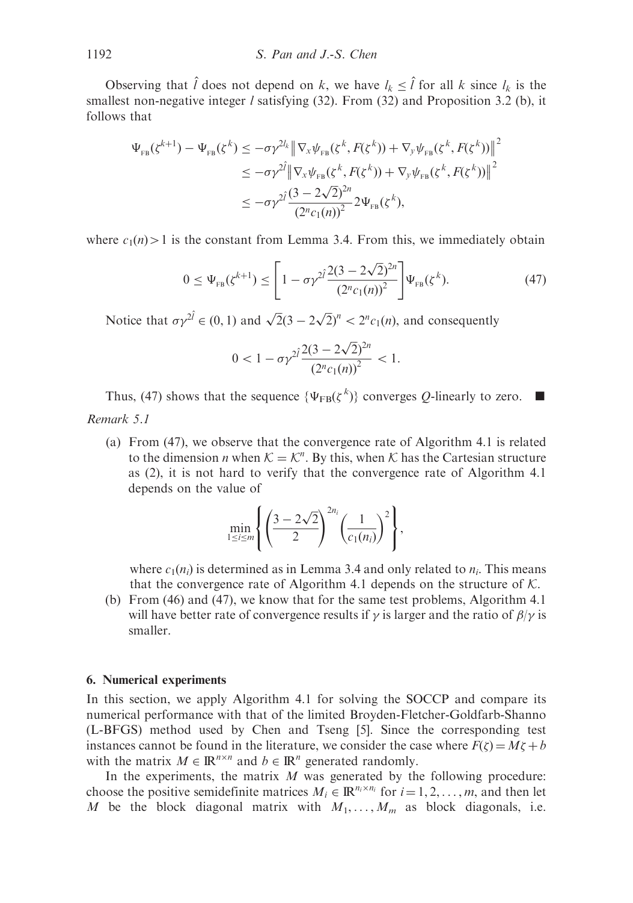Observing that $\hat{l}$ does not depend on $k$, we have $l_k \leq \hat{l}$ for all $k$ since $l_k$ is the smallest non-negative integer $l$ satisfying (32). From (32) and Proposition 3.2 (b), it follows that

$$
\begin{aligned}
\Psi_{\text{FB}}(\zeta^{k+1}) - \Psi_{\text{FB}}(\zeta^k) &\leq -\sigma\gamma^{2l_k}\left\| \nabla_x \psi_{\text{FB}}(\zeta^k, F(\zeta^k)) + \nabla_y \psi_{\text{FB}}(\zeta^k, F(\zeta^k)) \right\|^2 \\
&\leq -\sigma\gamma^{2\hat{l}}\left\| \nabla_x \psi_{\text{FB}}(\zeta^k, F(\zeta^k)) + \nabla_y \psi_{\text{FB}}(\zeta^k, F(\zeta^k)) \right\|^2 \\
&\leq -\sigma\gamma^{2\hat{l}} \frac{(3-2\sqrt{2})^{2n}}{(2^n c_1(n))^2} 2\Psi_{\text{FB}}(\zeta^k),
\end{aligned}
$$

where $c_1(n) > 1$ is the constant from Lemma 3.4. From this, we immediately obtain

$$
0 \leq \Psi_{\text{FB}}(\zeta^{k+1}) \leq \left[ 1 - \sigma\gamma^{2\hat{l}} \frac{2(3-2\sqrt{2})^{2n}}{(2^n c_1(n))^2} \right] \Psi_{\text{FB}}(\zeta^k). \tag{47}
$$

Notice that $\sigma\gamma^{2\hat{l}} \in (0,1)$ and $\sqrt{2}(3-2\sqrt{2})^n < 2^n c_1(n)$, and consequently

$$
0 < 1 - \sigma\gamma^{2\hat{l}} \frac{2(3-2\sqrt{2})^{2n}}{(2^n c_1(n))^2} < 1.
$$

Thus, (47) shows that the sequence $\{\Psi_{\text{FB}}(\zeta^k)\}$ converges $Q$-linearly to zero. ■

*Remark 5.1*

(a) From (47), we observe that the convergence rate of Algorithm 4.1 is related to the dimension $n$ when $\mathcal{K} = \mathcal{K}^n$. By this, when $\mathcal{K}$ has the Cartesian structure as (2), it is not hard to verify that the convergence rate of Algorithm 4.1 depends on the value of

$$
\min_{1 \leq i \leq m} \left\{ \left( \frac{3-2\sqrt{2}}{2} \right)^{2n_i} \left( \frac{1}{c_1(n_i)} \right)^2 \right\},
$$

where $c_1(n_i)$ is determined as in Lemma 3.4 and only related to $n_i$. This means that the convergence rate of Algorithm 4.1 depends on the structure of $\mathcal{K}$.

(b) From (46) and (47), we know that for the same test problems, Algorithm 4.1 will have better rate of convergence results if $\gamma$ is larger and the ratio of $\beta/\gamma$ is smaller.

## 6. Numerical experiments

In this section, we apply Algorithm 4.1 for solving the SOCCP and compare its numerical performance with that of the limited Broyden-Fletcher-Goldfarb-Shanno (L-BFGS) method used by Chen and Tseng [5]. Since the corresponding test instances cannot be found in the literature, we consider the case where $F(\zeta) = M\zeta + b$ with the matrix $M \in \mathbb{R}^{n \times n}$ and $b \in \mathbb{R}^n$ generated randomly.

In the experiments, the matrix $M$ was generated by the following procedure: choose the positive semidefinite matrices $M_i \in \mathbb{R}^{n_i \times n_i}$ for $i = 1, 2, \ldots, m$, and then let $M$ be the block diagonal matrix with $M_1, \ldots, M_m$ as block diagonals, i.e.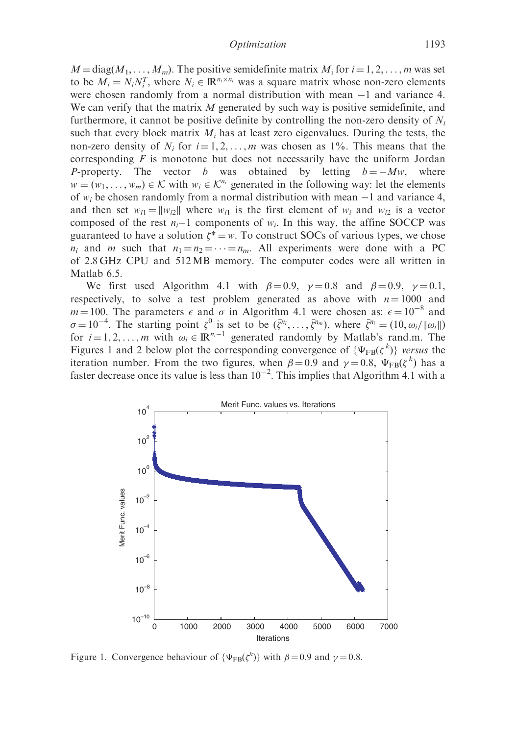$M = \mathrm{diag}(M_1, \ldots, M_m)$. The positive semidefinite matrix $M_i$ for $i = 1, 2, \ldots, m$ was set to be $M_i = N_i N_i^T$, where $N_i \in \mathbb{R}^{n_i \times n_i}$ was a square matrix whose non-zero elements were chosen randomly from a normal distribution with mean $-1$ and variance 4. We can verify that the matrix $M$ generated by such way is positive semidefinite, and furthermore, it cannot be positive definite by controlling the non-zero density of $N_i$ such that every block matrix $M_i$ has at least zero eigenvalues. During the tests, the non-zero density of $N_i$ for $i = 1, 2, \ldots, m$ was chosen as 1%. This means that the corresponding $F$ is monotone but does not necessarily have the uniform Jordan $P$-property. The vector $b$ was obtained by letting $b = -Mw$, where $w = (w_1, \ldots, w_m) \in \mathcal{K}$ with $w_i \in \mathcal{K}^{n_i}$ generated in the following way: let the elements of $w_i$ be chosen randomly from a normal distribution with mean $-1$ and variance 4, and then set $w_{i1} = \|w_{i2}\|$ where $w_{i1}$ is the first element of $w_i$ and $w_{i2}$ is a vector composed of the rest $n_i - 1$ components of $w_i$. In this way, the affine SOCCP was guaranteed to have a solution $\zeta^* = w$. To construct SOCs of various types, we chose $n_i$ and $m$ such that $n_1 = n_2 = \cdots = n_m$. All experiments were done with a PC of 2.8 GHz CPU and 512 MB memory. The computer codes were all written in Matlab 6.5.

We first used Algorithm 4.1 with $\beta = 0.9$, $\gamma = 0.8$ and $\beta = 0.9$, $\gamma = 0.1$, respectively, to solve a test problem generated as above with $n = 1000$ and $m = 100$. The parameters $\epsilon$ and $\sigma$ in Algorithm 4.1 were chosen as: $\epsilon = 10^{-8}$ and $\sigma = 10^{-4}$. The starting point $\zeta^0$ is set to be $(\bar{\zeta}^{n_i}, \ldots, \bar{\zeta}^{n_m})$, where $\bar{\zeta}^{n_i} = (10, \omega_i / \|\omega_i\|)$ for $i = 1, 2, \ldots, m$ with $\omega_i \in \mathbb{R}^{n_i - 1}$ generated randomly by Matlab's rand.m. The Figures 1 and 2 below plot the corresponding convergence of $\{\Psi_{\mathrm{FB}}(\zeta^k)\}$ *versus* the iteration number. From the two figures, when $\beta = 0.9$ and $\gamma = 0.8$, $\Psi_{\mathrm{FB}}(\zeta^k)$ has a faster decrease once its value is less than $10^{-2}$. This implies that Algorithm 4.1 with a

Figure 1. Convergence behaviour of $\{\Psi_{\mathrm{FB}}(\zeta^k)\}$ with $\beta = 0.9$ and $\gamma = 0.8$.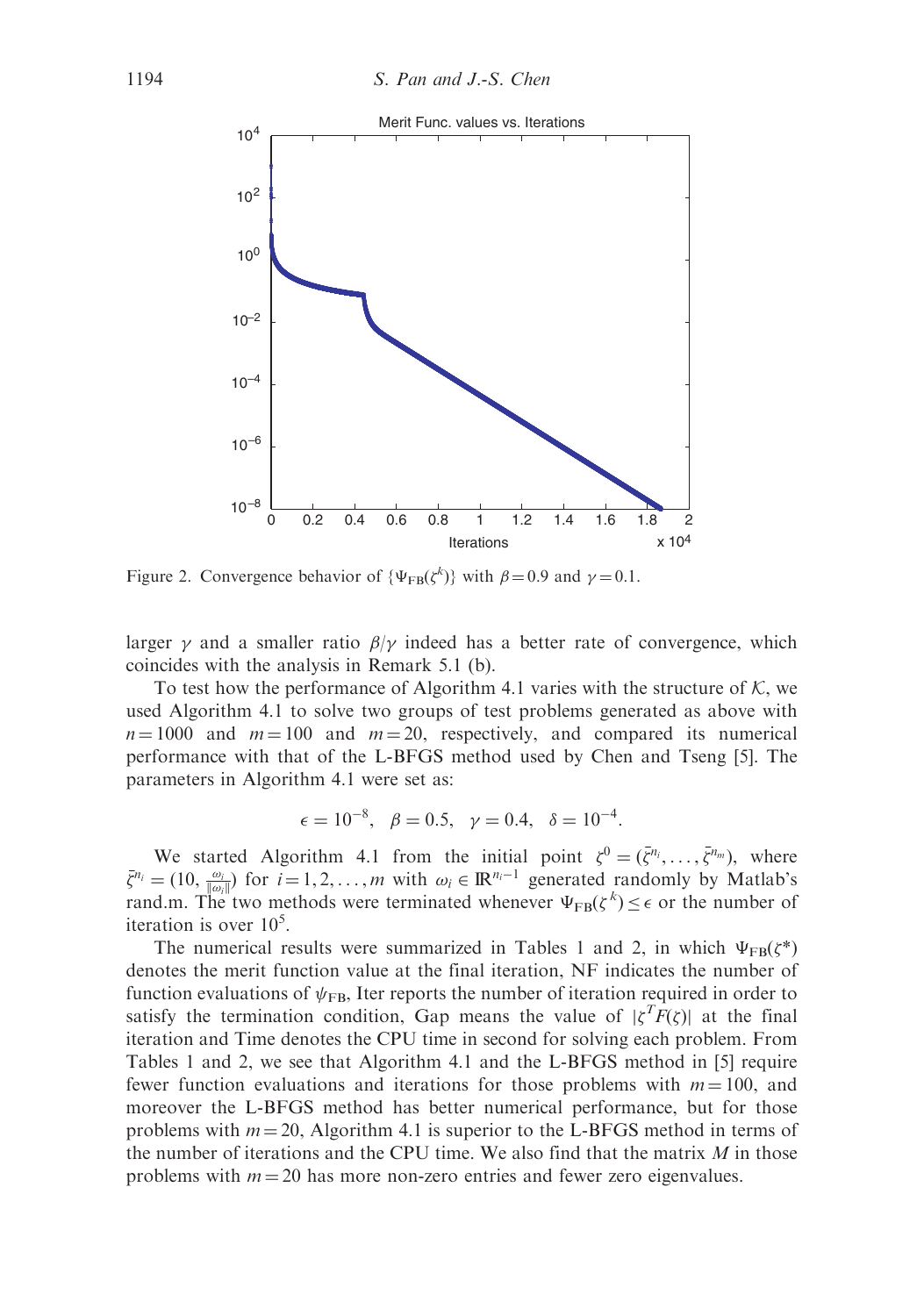Figure 2. Convergence behavior of $\{\Psi_{\rm FB}(\zeta^k)\}$ with $\beta = 0.9$ and $\gamma = 0.1$.

larger $\gamma$ and a smaller ratio $\beta/\gamma$ indeed has a better rate of convergence, which coincides with the analysis in Remark 5.1 (b).

To test how the performance of Algorithm 4.1 varies with the structure of $\mathcal{K}$, we used Algorithm 4.1 to solve two groups of test problems generated as above with $n = 1000$ and $m = 100$ and $m = 20$, respectively, and compared its numerical performance with that of the L-BFGS method used by Chen and Tseng [5]. The parameters in Algorithm 4.1 were set as:

$$\epsilon = 10^{-8}, \quad \beta = 0.5, \quad \gamma = 0.4, \quad \delta = 10^{-4}.$$

We started Algorithm 4.1 from the initial point $\zeta^0 = (\bar{\zeta}^{n_i}, \ldots, \bar{\zeta}^{n_m})$, where $\bar{\zeta}^{n_i} = (10, \frac{\omega_i}{\|\omega_i\|})$ for $i = 1, 2, \ldots, m$ with $\omega_i \in \mathbb{R}^{n_i - 1}$ generated randomly by Matlab's rand.m. The two methods were terminated whenever $\Psi_{\rm FB}(\zeta^k) \leq \epsilon$ or the number of iteration is over $10^5$.

The numerical results were summarized in Tables 1 and 2, in which $\Psi_{\rm FB}(\zeta^*)$ denotes the merit function value at the final iteration, NF indicates the number of function evaluations of $\psi_{\rm FB}$, Iter reports the number of iteration required in order to satisfy the termination condition, Gap means the value of $|\zeta^T F(\zeta)|$ at the final iteration and Time denotes the CPU time in second for solving each problem. From Tables 1 and 2, we see that Algorithm 4.1 and the L-BFGS method in [5] require fewer function evaluations and iterations for those problems with $m = 100$, and moreover the L-BFGS method has better numerical performance, but for those problems with $m = 20$, Algorithm 4.1 is superior to the L-BFGS method in terms of the number of iterations and the CPU time. We also find that the matrix $M$ in those problems with $m = 20$ has more non-zero entries and fewer zero eigenvalues.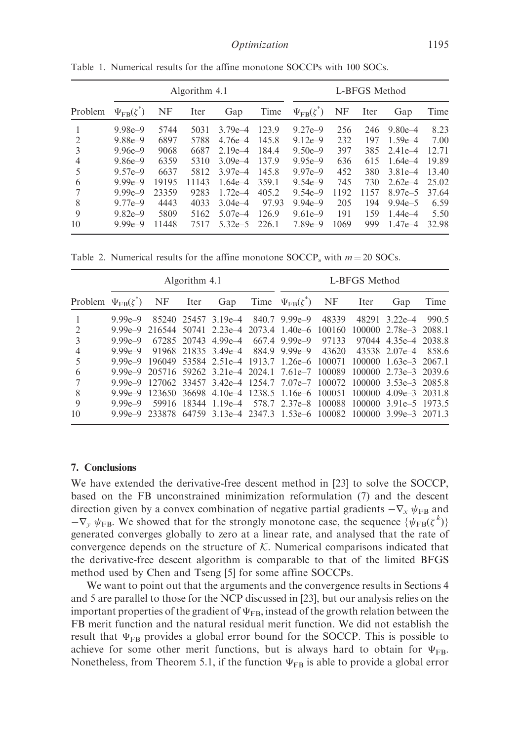Table 1. Numerical results for the affine monotone SOCCPs with 100 SOCs.

| | Algorithm 4.1 | | | | | L-BFGS Method | | | | |
|---|---|---|---|---|---|---|---|---|---|---|
| Problem | $\Psi_{FB}(\zeta^*)$ | NF | Iter | Gap | Time | $\Psi_{FB}(\zeta^*)$ | NF | Iter | Gap | Time |
| 1 | 9.98e–9 | 5744 | 5031 | 3.79e–4 | 123.9 | 9.27e–9 | 256 | 246 | 9.80e–4 | 8.23 |
| 2 | 9.88e–9 | 6897 | 5788 | 4.76e–4 | 145.8 | 9.12e–9 | 232 | 197 | 1.59e–4 | 7.00 |
| 3 | 9.96e–9 | 9068 | 6687 | 2.19e–4 | 184.4 | 9.50e–9 | 397 | 385 | 2.41e–4 | 12.71 |
| 4 | 9.86e–9 | 6359 | 5310 | 3.09e–4 | 137.9 | 9.95e–9 | 636 | 615 | 1.64e–4 | 19.89 |
| 5 | 9.57e–9 | 6637 | 5812 | 3.97e–4 | 145.8 | 9.97e–9 | 452 | 380 | 3.81e–4 | 13.40 |
| 6 | 9.99e–9 | 19195 | 11143 | 1.64e–4 | 359.1 | 9.54e–9 | 745 | 730 | 2.62e–4 | 25.02 |
| 7 | 9.99e–9 | 23359 | 9283 | 1.72e–4 | 405.2 | 9.54e–9 | 1192 | 1157 | 8.97e–5 | 37.64 |
| 8 | 9.77e–9 | 4443 | 4033 | 3.04e–4 | 97.93 | 9.94e–9 | 205 | 194 | 9.94e–5 | 6.59 |
| 9 | 9.82e–9 | 5809 | 5162 | 5.07e–4 | 126.9 | 9.61e–9 | 191 | 159 | 1.44e–4 | 5.50 |
| 10 | 9.99e–9 | 11448 | 7517 | 5.32e–5 | 226.1 | 7.89e–9 | 1069 | 999 | 1.47e–4 | 32.98 |

Table 2. Numerical results for the affine monotone $SOCCP_s$ with $m = 20$ SOCs.

| | Algorithm 4.1 | | | | | L-BFGS Method | | | | |
|---|---|---|---|---|---|---|---|---|---|---|
| Problem | $\Psi_{FB}(\zeta^*)$ | NF | Iter | Gap | Time | $\Psi_{FB}(\zeta^*)$ | NF | Iter | Gap | Time |
| 1 | 9.99e–9 | 85240 | 25457 | 3.19e–4 | 840.7 | 9.99e–9 | 48339 | 48291 | 3.22e–4 | 990.5 |
| 2 | 9.99e–9 | 216544 | 50741 | 2.23e–4 | 2073.4 | 1.40e–6 | 100160 | 100000 | 2.78e–3 | 2088.1 |
| 3 | 9.99e–9 | 67285 | 20743 | 4.99e–4 | 667.4 | 9.99e–9 | 97133 | 97044 | 4.35e–4 | 2038.8 |
| 4 | 9.99e–9 | 91968 | 21835 | 3.49e–4 | 884.9 | 9.99e–9 | 43620 | 43538 | 2.07e–4 | 858.6 |
| 5 | 9.99e–9 | 196049 | 53584 | 2.51e–4 | 1913.7 | 1.26e–6 | 100071 | 100000 | 1.63e–3 | 2067.1 |
| 6 | 9.99e–9 | 205716 | 59262 | 3.21e–4 | 2024.1 | 7.61e–7 | 100089 | 100000 | 2.73e–3 | 2039.6 |
| 7 | 9.99e–9 | 127062 | 33457 | 3.42e–4 | 1254.7 | 7.07e–7 | 100072 | 100000 | 3.53e–3 | 2085.8 |
| 8 | 9.99e–9 | 123650 | 36698 | 4.10e–4 | 1238.5 | 1.16e–6 | 100051 | 100000 | 4.09e–3 | 2031.8 |
| 9 | 9.99e–9 | 59916 | 18344 | 1.19e–4 | 578.7 | 2.37e–8 | 100088 | 100000 | 3.91e–5 | 1973.5 |
| 10 | 9.99e–9 | 233878 | 64759 | 3.13e–4 | 2347.3 | 1.53e–6 | 100082 | 100000 | 3.99e–3 | 2071.3 |

## 7. Conclusions

We have extended the derivative-free descent method in [23] to solve the SOCCP, based on the FB unconstrained minimization reformulation (7) and the descent direction given by a convex combination of negative partial gradients $-\nabla_x \psi_{FB}$ and $-\nabla_y \psi_{FB}$. We showed that for the strongly monotone case, the sequence $\{\psi_{FB}(\zeta^k)\}$ generated converges globally to zero at a linear rate, and analysed that the rate of convergence depends on the structure of $\mathcal{K}$. Numerical comparisons indicated that the derivative-free descent algorithm is comparable to that of the limited BFGS method used by Chen and Tseng [5] for some affine SOCCPs.

We want to point out that the arguments and the convergence results in Sections 4 and 5 are parallel to those for the NCP discussed in [23], but our analysis relies on the important properties of the gradient of $\Psi_{FB}$, instead of the growth relation between the FB merit function and the natural residual merit function. We did not establish the result that $\Psi_{FB}$ provides a global error bound for the SOCCP. This is possible to achieve for some other merit functions, but is always hard to obtain for $\Psi_{FB}$. Nonetheless, from Theorem 5.1, if the function $\Psi_{FB}$ is able to provide a global error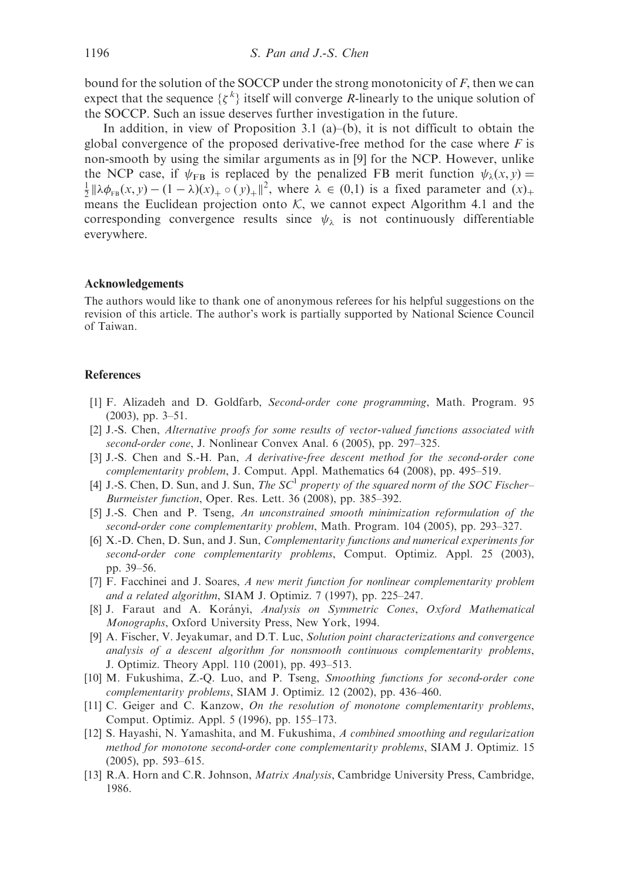bound for the solution of the SOCCP under the strong monotonicity of $F$, then we can expect that the sequence $\{\zeta^k\}$ itself will converge $R$-linearly to the unique solution of the SOCCP. Such an issue deserves further investigation in the future.

In addition, in view of Proposition 3.1 (a)–(b), it is not difficult to obtain the global convergence of the proposed derivative-free method for the case where $F$ is non-smooth by using the similar arguments as in [9] for the NCP. However, unlike the NCP case, if $\psi_{\rm FB}$ is replaced by the penalized FB merit function $\psi_\lambda(x, y) = \frac{1}{2}\|\lambda\phi_{\rm FB}(x, y) - (1-\lambda)(x)_+ \circ (y)_+\|^2$, where $\lambda \in (0,1)$ is a fixed parameter and $(x)_+$ means the Euclidean projection onto $\mathcal{K}$, we cannot expect Algorithm 4.1 and the corresponding convergence results since $\psi_\lambda$ is not continuously differentiable everywhere.

## Acknowledgements

The authors would like to thank one of anonymous referees for his helpful suggestions on the revision of this article. The author's work is partially supported by National Science Council of Taiwan.

## References

[1] F. Alizadeh and D. Goldfarb, *Second-order cone programming*, Math. Program. 95 (2003), pp. 3–51.

[2] J.-S. Chen, *Alternative proofs for some results of vector-valued functions associated with second-order cone*, J. Nonlinear Convex Anal. 6 (2005), pp. 297–325.

[3] J.-S. Chen and S.-H. Pan, *A derivative-free descent method for the second-order cone complementarity problem*, J. Comput. Appl. Mathematics 64 (2008), pp. 495–519.

[4] J.-S. Chen, D. Sun, and J. Sun, *The $SC^1$ property of the squared norm of the SOC Fischer–Burmeister function*, Oper. Res. Lett. 36 (2008), pp. 385–392.

[5] J.-S. Chen and P. Tseng, *An unconstrained smooth minimization reformulation of the second-order cone complementarity problem*, Math. Program. 104 (2005), pp. 293–327.

[6] X.-D. Chen, D. Sun, and J. Sun, *Complementarity functions and numerical experiments for second-order cone complementarity problems*, Comput. Optimiz. Appl. 25 (2003), pp. 39–56.

[7] F. Facchinei and J. Soares, *A new merit function for nonlinear complementarity problem and a related algorithm*, SIAM J. Optimiz. 7 (1997), pp. 225–247.

[8] J. Faraut and A. Korányi, *Analysis on Symmetric Cones*, *Oxford Mathematical Monographs*, Oxford University Press, New York, 1994.

[9] A. Fischer, V. Jeyakumar, and D.T. Luc, *Solution point characterizations and convergence analysis of a descent algorithm for nonsmooth continuous complementarity problems*, J. Optimiz. Theory Appl. 110 (2001), pp. 493–513.

[10] M. Fukushima, Z.-Q. Luo, and P. Tseng, *Smoothing functions for second-order cone complementarity problems*, SIAM J. Optimiz. 12 (2002), pp. 436–460.

[11] C. Geiger and C. Kanzow, *On the resolution of monotone complementarity problems*, Comput. Optimiz. Appl. 5 (1996), pp. 155–173.

[12] S. Hayashi, N. Yamashita, and M. Fukushima, *A combined smoothing and regularization method for monotone second-order cone complementarity problems*, SIAM J. Optimiz. 15 (2005), pp. 593–615.

[13] R.A. Horn and C.R. Johnson, *Matrix Analysis*, Cambridge University Press, Cambridge, 1986.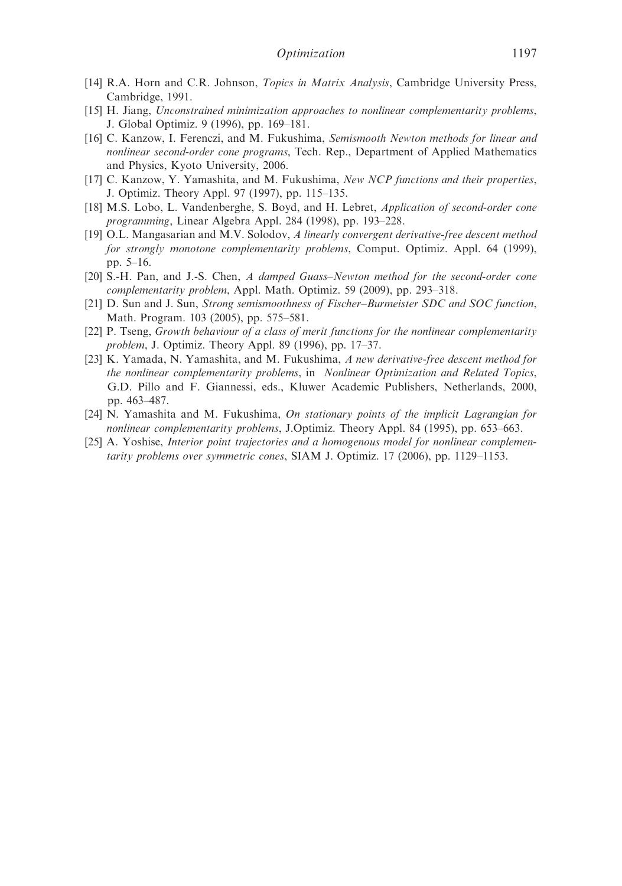[14] R.A. Horn and C.R. Johnson, *Topics in Matrix Analysis*, Cambridge University Press, Cambridge, 1991.

[15] H. Jiang, *Unconstrained minimization approaches to nonlinear complementarity problems*, J. Global Optimiz. 9 (1996), pp. 169–181.

[16] C. Kanzow, I. Ferenczi, and M. Fukushima, *Semismooth Newton methods for linear and nonlinear second-order cone programs*, Tech. Rep., Department of Applied Mathematics and Physics, Kyoto University, 2006.

[17] C. Kanzow, Y. Yamashita, and M. Fukushima, *New NCP functions and their properties*, J. Optimiz. Theory Appl. 97 (1997), pp. 115–135.

[18] M.S. Lobo, L. Vandenberghe, S. Boyd, and H. Lebret, *Application of second-order cone programming*, Linear Algebra Appl. 284 (1998), pp. 193–228.

[19] O.L. Mangasarian and M.V. Solodov, *A linearly convergent derivative-free descent method for strongly monotone complementarity problems*, Comput. Optimiz. Appl. 64 (1999), pp. 5–16.

[20] S.-H. Pan, and J.-S. Chen, *A damped Guass–Newton method for the second-order cone complementarity problem*, Appl. Math. Optimiz. 59 (2009), pp. 293–318.

[21] D. Sun and J. Sun, *Strong semismoothness of Fischer–Burmeister SDC and SOC function*, Math. Program. 103 (2005), pp. 575–581.

[22] P. Tseng, *Growth behaviour of a class of merit functions for the nonlinear complementarity problem*, J. Optimiz. Theory Appl. 89 (1996), pp. 17–37.

[23] K. Yamada, N. Yamashita, and M. Fukushima, *A new derivative-free descent method for the nonlinear complementarity problems*, in *Nonlinear Optimization and Related Topics*, G.D. Pillo and F. Giannessi, eds., Kluwer Academic Publishers, Netherlands, 2000, pp. 463–487.

[24] N. Yamashita and M. Fukushima, *On stationary points of the implicit Lagrangian for nonlinear complementarity problems*, J.Optimiz. Theory Appl. 84 (1995), pp. 653–663.

[25] A. Yoshise, *Interior point trajectories and a homogenous model for nonlinear complementarity problems over symmetric cones*, SIAM J. Optimiz. 17 (2006), pp. 1129–1153.